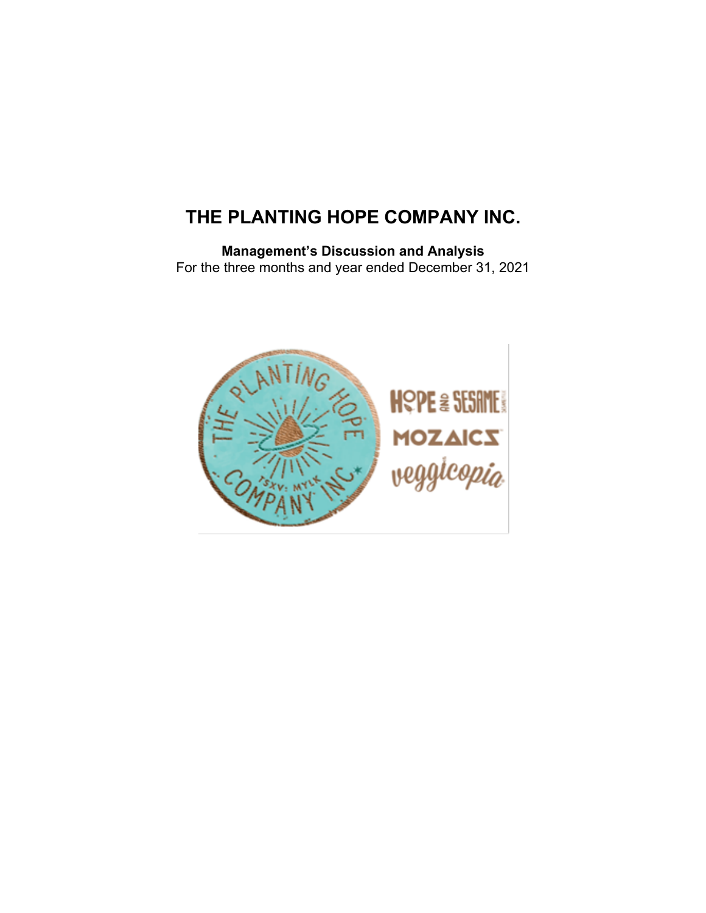# THE PLANTING HOPE COMPANY INC.

**Management's Discussion and Analysis**
For the three months and year ended December 31, 2021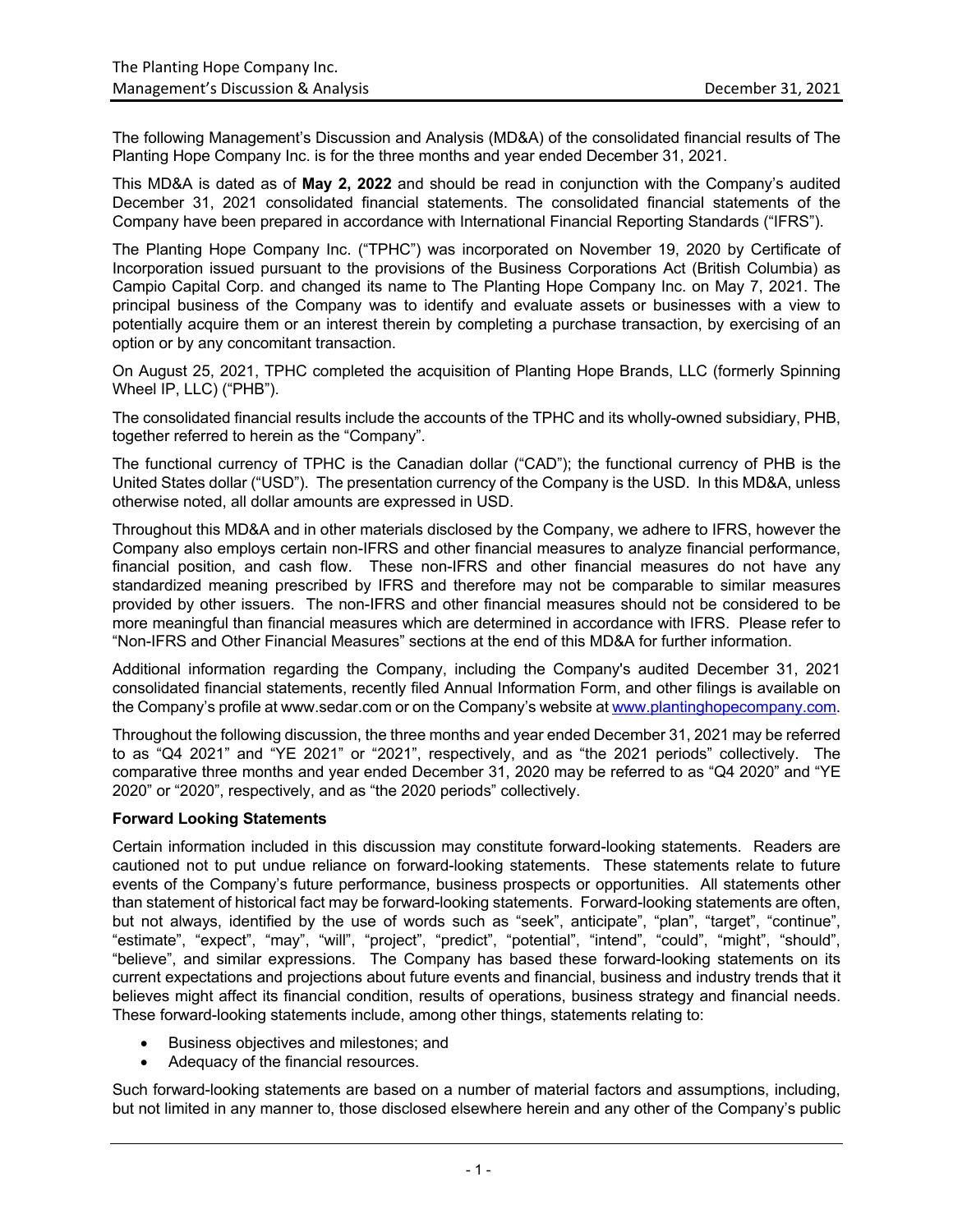The following Management's Discussion and Analysis (MD&A) of the consolidated financial results of The Planting Hope Company Inc. is for the three months and year ended December 31, 2021.

This MD&A is dated as of **May 2, 2022** and should be read in conjunction with the Company's audited December 31, 2021 consolidated financial statements. The consolidated financial statements of the Company have been prepared in accordance with International Financial Reporting Standards ("IFRS").

The Planting Hope Company Inc. ("TPHC") was incorporated on November 19, 2020 by Certificate of Incorporation issued pursuant to the provisions of the Business Corporations Act (British Columbia) as Campio Capital Corp. and changed its name to The Planting Hope Company Inc. on May 7, 2021. The principal business of the Company was to identify and evaluate assets or businesses with a view to potentially acquire them or an interest therein by completing a purchase transaction, by exercising of an option or by any concomitant transaction.

On August 25, 2021, TPHC completed the acquisition of Planting Hope Brands, LLC (formerly Spinning Wheel IP, LLC) ("PHB").

The consolidated financial results include the accounts of the TPHC and its wholly-owned subsidiary, PHB, together referred to herein as the "Company".

The functional currency of TPHC is the Canadian dollar ("CAD"); the functional currency of PHB is the United States dollar ("USD"). The presentation currency of the Company is the USD. In this MD&A, unless otherwise noted, all dollar amounts are expressed in USD.

Throughout this MD&A and in other materials disclosed by the Company, we adhere to IFRS, however the Company also employs certain non-IFRS and other financial measures to analyze financial performance, financial position, and cash flow. These non-IFRS and other financial measures do not have any standardized meaning prescribed by IFRS and therefore may not be comparable to similar measures provided by other issuers. The non-IFRS and other financial measures should not be considered to be more meaningful than financial measures which are determined in accordance with IFRS. Please refer to "Non-IFRS and Other Financial Measures" sections at the end of this MD&A for further information.

Additional information regarding the Company, including the Company's audited December 31, 2021 consolidated financial statements, recently filed Annual Information Form, and other filings is available on the Company's profile at www.sedar.com or on the Company's website at www.plantinghopecompany.com.

Throughout the following discussion, the three months and year ended December 31, 2021 may be referred to as "Q4 2021" and "YE 2021" or "2021", respectively, and as "the 2021 periods" collectively. The comparative three months and year ended December 31, 2020 may be referred to as "Q4 2020" and "YE 2020" or "2020", respectively, and as "the 2020 periods" collectively.

**Forward Looking Statements**

Certain information included in this discussion may constitute forward-looking statements. Readers are cautioned not to put undue reliance on forward-looking statements. These statements relate to future events of the Company's future performance, business prospects or opportunities. All statements other than statement of historical fact may be forward-looking statements. Forward-looking statements are often, but not always, identified by the use of words such as "seek", anticipate", "plan", "target", "continue", "estimate", "expect", "may", "will", "project", "predict", "potential", "intend", "could", "might", "should", "believe", and similar expressions. The Company has based these forward-looking statements on its current expectations and projections about future events and financial, business and industry trends that it believes might affect its financial condition, results of operations, business strategy and financial needs. These forward-looking statements include, among other things, statements relating to:

- Business objectives and milestones; and
- Adequacy of the financial resources.

Such forward-looking statements are based on a number of material factors and assumptions, including, but not limited in any manner to, those disclosed elsewhere herein and any other of the Company's public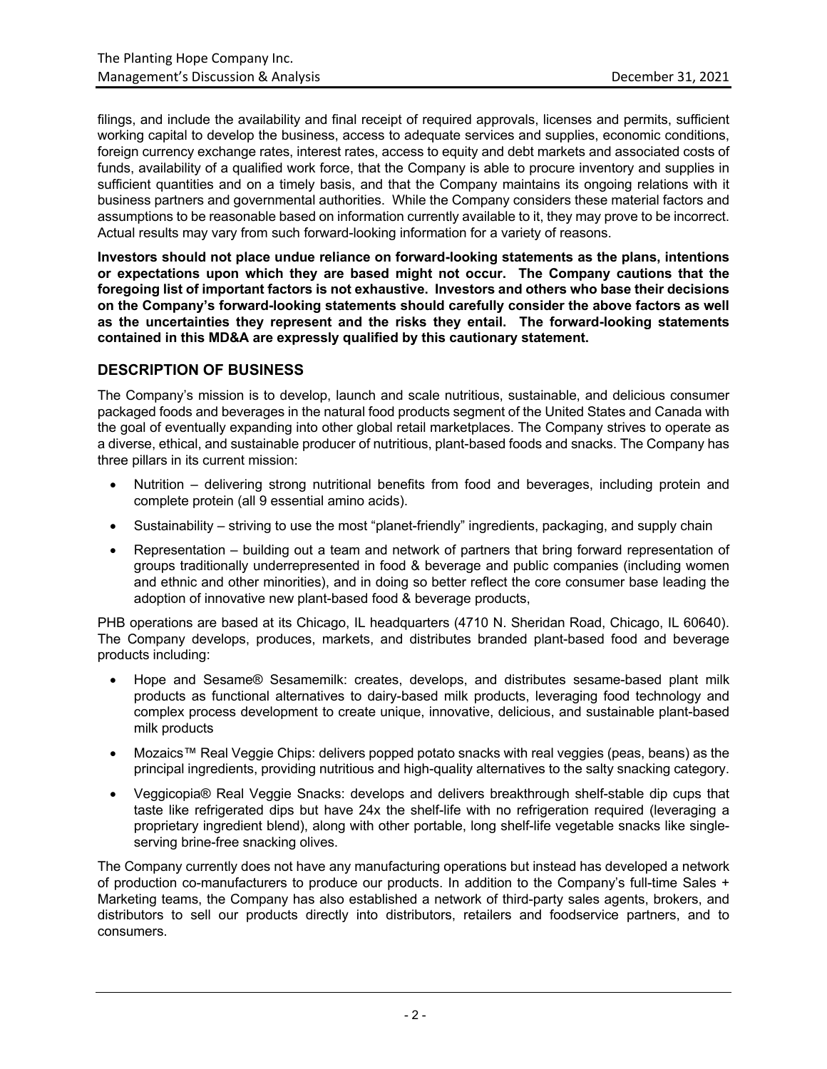filings, and include the availability and final receipt of required approvals, licenses and permits, sufficient working capital to develop the business, access to adequate services and supplies, economic conditions, foreign currency exchange rates, interest rates, access to equity and debt markets and associated costs of funds, availability of a qualified work force, that the Company is able to procure inventory and supplies in sufficient quantities and on a timely basis, and that the Company maintains its ongoing relations with it business partners and governmental authorities. While the Company considers these material factors and assumptions to be reasonable based on information currently available to it, they may prove to be incorrect. Actual results may vary from such forward-looking information for a variety of reasons.

**Investors should not place undue reliance on forward-looking statements as the plans, intentions or expectations upon which they are based might not occur. The Company cautions that the foregoing list of important factors is not exhaustive. Investors and others who base their decisions on the Company's forward-looking statements should carefully consider the above factors as well as the uncertainties they represent and the risks they entail. The forward-looking statements contained in this MD&A are expressly qualified by this cautionary statement.**

## DESCRIPTION OF BUSINESS

The Company's mission is to develop, launch and scale nutritious, sustainable, and delicious consumer packaged foods and beverages in the natural food products segment of the United States and Canada with the goal of eventually expanding into other global retail marketplaces. The Company strives to operate as a diverse, ethical, and sustainable producer of nutritious, plant-based foods and snacks. The Company has three pillars in its current mission:

- Nutrition – delivering strong nutritional benefits from food and beverages, including protein and complete protein (all 9 essential amino acids).
- Sustainability – striving to use the most "planet-friendly" ingredients, packaging, and supply chain
- Representation – building out a team and network of partners that bring forward representation of groups traditionally underrepresented in food & beverage and public companies (including women and ethnic and other minorities), and in doing so better reflect the core consumer base leading the adoption of innovative new plant-based food & beverage products,

PHB operations are based at its Chicago, IL headquarters (4710 N. Sheridan Road, Chicago, IL 60640). The Company develops, produces, markets, and distributes branded plant-based food and beverage products including:

- Hope and Sesame® Sesamemilk: creates, develops, and distributes sesame-based plant milk products as functional alternatives to dairy-based milk products, leveraging food technology and complex process development to create unique, innovative, delicious, and sustainable plant-based milk products
- Mozaics™ Real Veggie Chips: delivers popped potato snacks with real veggies (peas, beans) as the principal ingredients, providing nutritious and high-quality alternatives to the salty snacking category.
- Veggicopia® Real Veggie Snacks: develops and delivers breakthrough shelf-stable dip cups that taste like refrigerated dips but have 24x the shelf-life with no refrigeration required (leveraging a proprietary ingredient blend), along with other portable, long shelf-life vegetable snacks like single-serving brine-free snacking olives.

The Company currently does not have any manufacturing operations but instead has developed a network of production co-manufacturers to produce our products. In addition to the Company's full-time Sales + Marketing teams, the Company has also established a network of third-party sales agents, brokers, and distributors to sell our products directly into distributors, retailers and foodservice partners, and to consumers.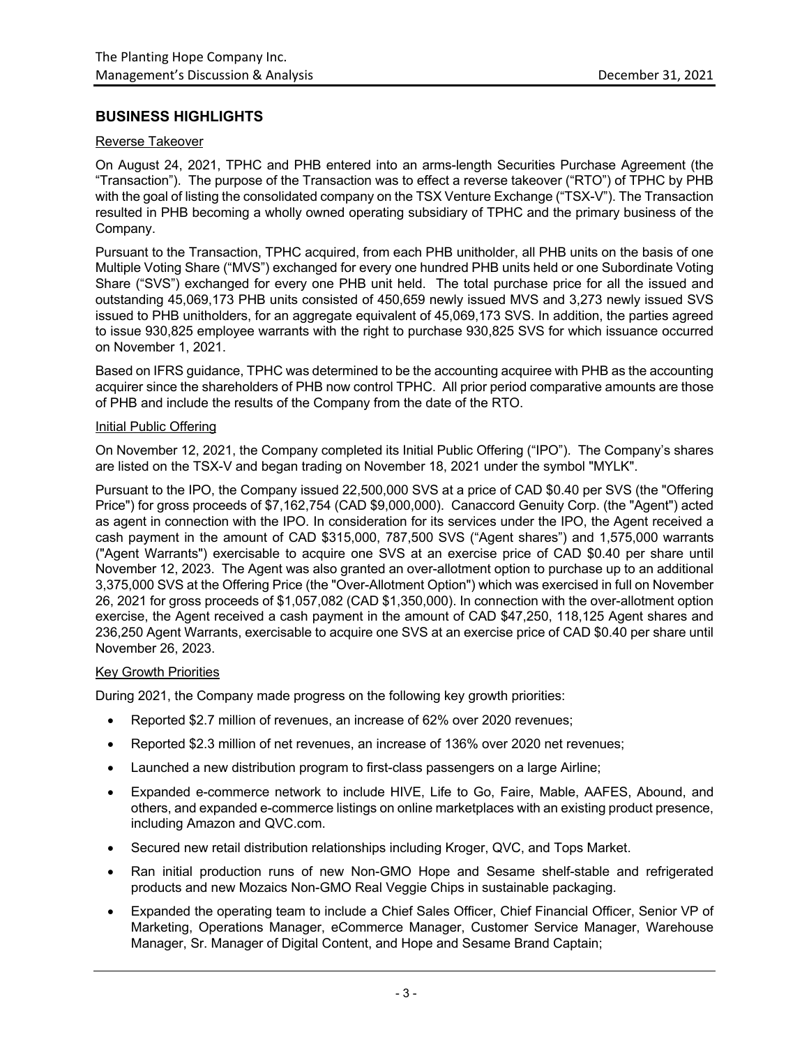## BUSINESS HIGHLIGHTS

Reverse Takeover

On August 24, 2021, TPHC and PHB entered into an arms-length Securities Purchase Agreement (the "Transaction"). The purpose of the Transaction was to effect a reverse takeover ("RTO") of TPHC by PHB with the goal of listing the consolidated company on the TSX Venture Exchange ("TSX-V"). The Transaction resulted in PHB becoming a wholly owned operating subsidiary of TPHC and the primary business of the Company.

Pursuant to the Transaction, TPHC acquired, from each PHB unitholder, all PHB units on the basis of one Multiple Voting Share ("MVS") exchanged for every one hundred PHB units held or one Subordinate Voting Share ("SVS") exchanged for every one PHB unit held. The total purchase price for all the issued and outstanding 45,069,173 PHB units consisted of 450,659 newly issued MVS and 3,273 newly issued SVS issued to PHB unitholders, for an aggregate equivalent of 45,069,173 SVS. In addition, the parties agreed to issue 930,825 employee warrants with the right to purchase 930,825 SVS for which issuance occurred on November 1, 2021.

Based on IFRS guidance, TPHC was determined to be the accounting acquiree with PHB as the accounting acquirer since the shareholders of PHB now control TPHC. All prior period comparative amounts are those of PHB and include the results of the Company from the date of the RTO.

Initial Public Offering

On November 12, 2021, the Company completed its Initial Public Offering ("IPO"). The Company's shares are listed on the TSX-V and began trading on November 18, 2021 under the symbol "MYLK".

Pursuant to the IPO, the Company issued 22,500,000 SVS at a price of CAD $0.40 per SVS (the "Offering Price") for gross proceeds of $7,162,754 (CAD $9,000,000). Canaccord Genuity Corp. (the "Agent") acted as agent in connection with the IPO. In consideration for its services under the IPO, the Agent received a cash payment in the amount of CAD $315,000, 787,500 SVS ("Agent shares") and 1,575,000 warrants ("Agent Warrants") exercisable to acquire one SVS at an exercise price of CAD $0.40 per share until November 12, 2023. The Agent was also granted an over-allotment option to purchase up to an additional 3,375,000 SVS at the Offering Price (the "Over-Allotment Option") which was exercised in full on November 26, 2021 for gross proceeds of $1,057,082 (CAD $1,350,000). In connection with the over-allotment option exercise, the Agent received a cash payment in the amount of CAD $47,250, 118,125 Agent shares and 236,250 Agent Warrants, exercisable to acquire one SVS at an exercise price of CAD $0.40 per share until November 26, 2023.

Key Growth Priorities

During 2021, the Company made progress on the following key growth priorities:

- Reported $2.7 million of revenues, an increase of 62% over 2020 revenues;
- Reported $2.3 million of net revenues, an increase of 136% over 2020 net revenues;
- Launched a new distribution program to first-class passengers on a large Airline;
- Expanded e-commerce network to include HIVE, Life to Go, Faire, Mable, AAFES, Abound, and others, and expanded e-commerce listings on online marketplaces with an existing product presence, including Amazon and QVC.com.
- Secured new retail distribution relationships including Kroger, QVC, and Tops Market.
- Ran initial production runs of new Non-GMO Hope and Sesame shelf-stable and refrigerated products and new Mozaics Non-GMO Real Veggie Chips in sustainable packaging.
- Expanded the operating team to include a Chief Sales Officer, Chief Financial Officer, Senior VP of Marketing, Operations Manager, eCommerce Manager, Customer Service Manager, Warehouse Manager, Sr. Manager of Digital Content, and Hope and Sesame Brand Captain;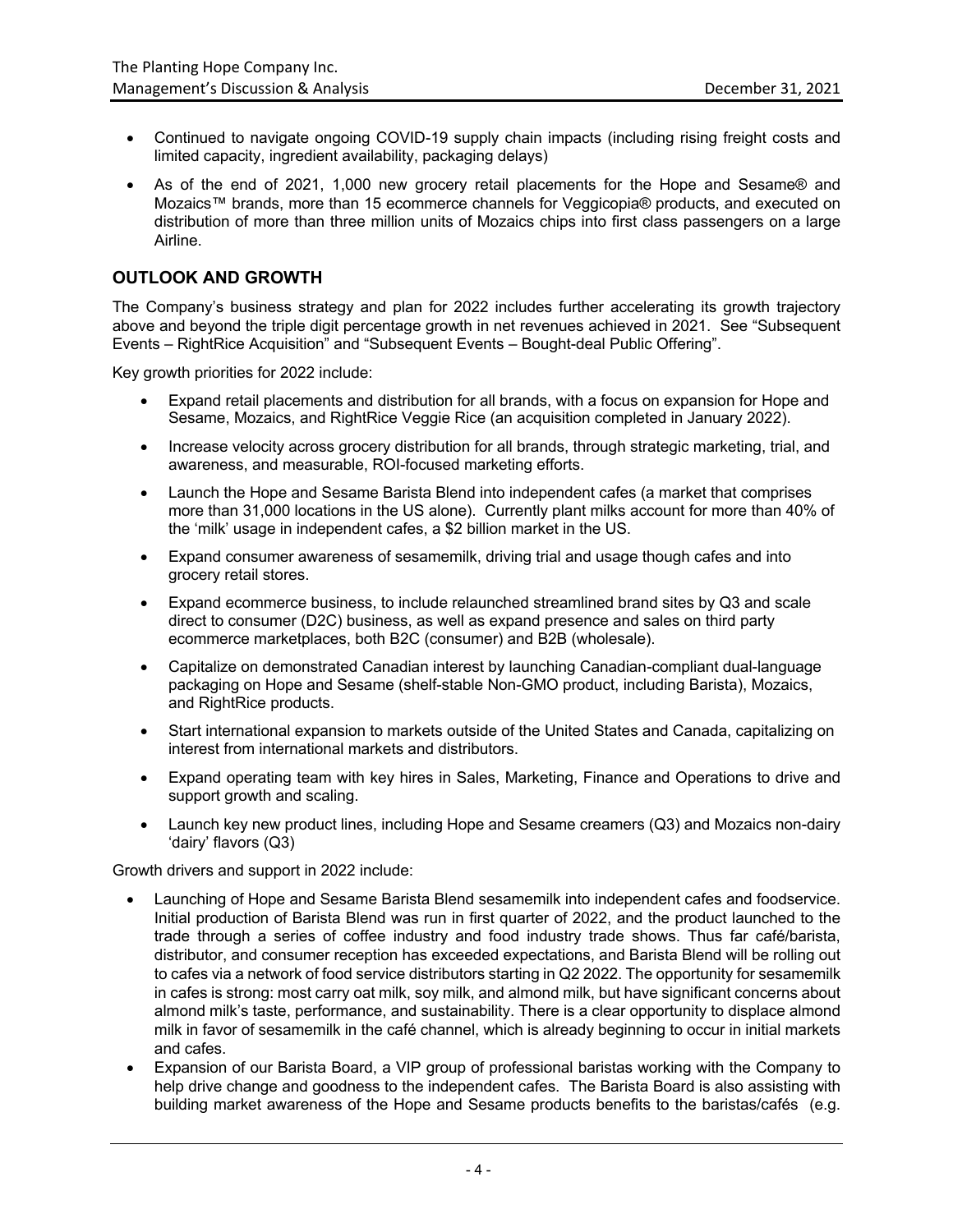- Continued to navigate ongoing COVID-19 supply chain impacts (including rising freight costs and limited capacity, ingredient availability, packaging delays)
- As of the end of 2021, 1,000 new grocery retail placements for the Hope and Sesame® and Mozaics™ brands, more than 15 ecommerce channels for Veggicopia® products, and executed on distribution of more than three million units of Mozaics chips into first class passengers on a large Airline.

## OUTLOOK AND GROWTH

The Company's business strategy and plan for 2022 includes further accelerating its growth trajectory above and beyond the triple digit percentage growth in net revenues achieved in 2021. See "Subsequent Events – RightRice Acquisition" and "Subsequent Events – Bought-deal Public Offering".

Key growth priorities for 2022 include:

- Expand retail placements and distribution for all brands, with a focus on expansion for Hope and Sesame, Mozaics, and RightRice Veggie Rice (an acquisition completed in January 2022).
- Increase velocity across grocery distribution for all brands, through strategic marketing, trial, and awareness, and measurable, ROI-focused marketing efforts.
- Launch the Hope and Sesame Barista Blend into independent cafes (a market that comprises more than 31,000 locations in the US alone). Currently plant milks account for more than 40% of the 'milk' usage in independent cafes, a $2 billion market in the US.
- Expand consumer awareness of sesamemilk, driving trial and usage though cafes and into grocery retail stores.
- Expand ecommerce business, to include relaunched streamlined brand sites by Q3 and scale direct to consumer (D2C) business, as well as expand presence and sales on third party ecommerce marketplaces, both B2C (consumer) and B2B (wholesale).
- Capitalize on demonstrated Canadian interest by launching Canadian-compliant dual-language packaging on Hope and Sesame (shelf-stable Non-GMO product, including Barista), Mozaics, and RightRice products.
- Start international expansion to markets outside of the United States and Canada, capitalizing on interest from international markets and distributors.
- Expand operating team with key hires in Sales, Marketing, Finance and Operations to drive and support growth and scaling.
- Launch key new product lines, including Hope and Sesame creamers (Q3) and Mozaics non-dairy 'dairy' flavors (Q3)

Growth drivers and support in 2022 include:

- Launching of Hope and Sesame Barista Blend sesamemilk into independent cafes and foodservice. Initial production of Barista Blend was run in first quarter of 2022, and the product launched to the trade through a series of coffee industry and food industry trade shows. Thus far café/barista, distributor, and consumer reception has exceeded expectations, and Barista Blend will be rolling out to cafes via a network of food service distributors starting in Q2 2022. The opportunity for sesamemilk in cafes is strong: most carry oat milk, soy milk, and almond milk, but have significant concerns about almond milk's taste, performance, and sustainability. There is a clear opportunity to displace almond milk in favor of sesamemilk in the café channel, which is already beginning to occur in initial markets and cafes.
- Expansion of our Barista Board, a VIP group of professional baristas working with the Company to help drive change and goodness to the independent cafes. The Barista Board is also assisting with building market awareness of the Hope and Sesame products benefits to the baristas/cafés (e.g.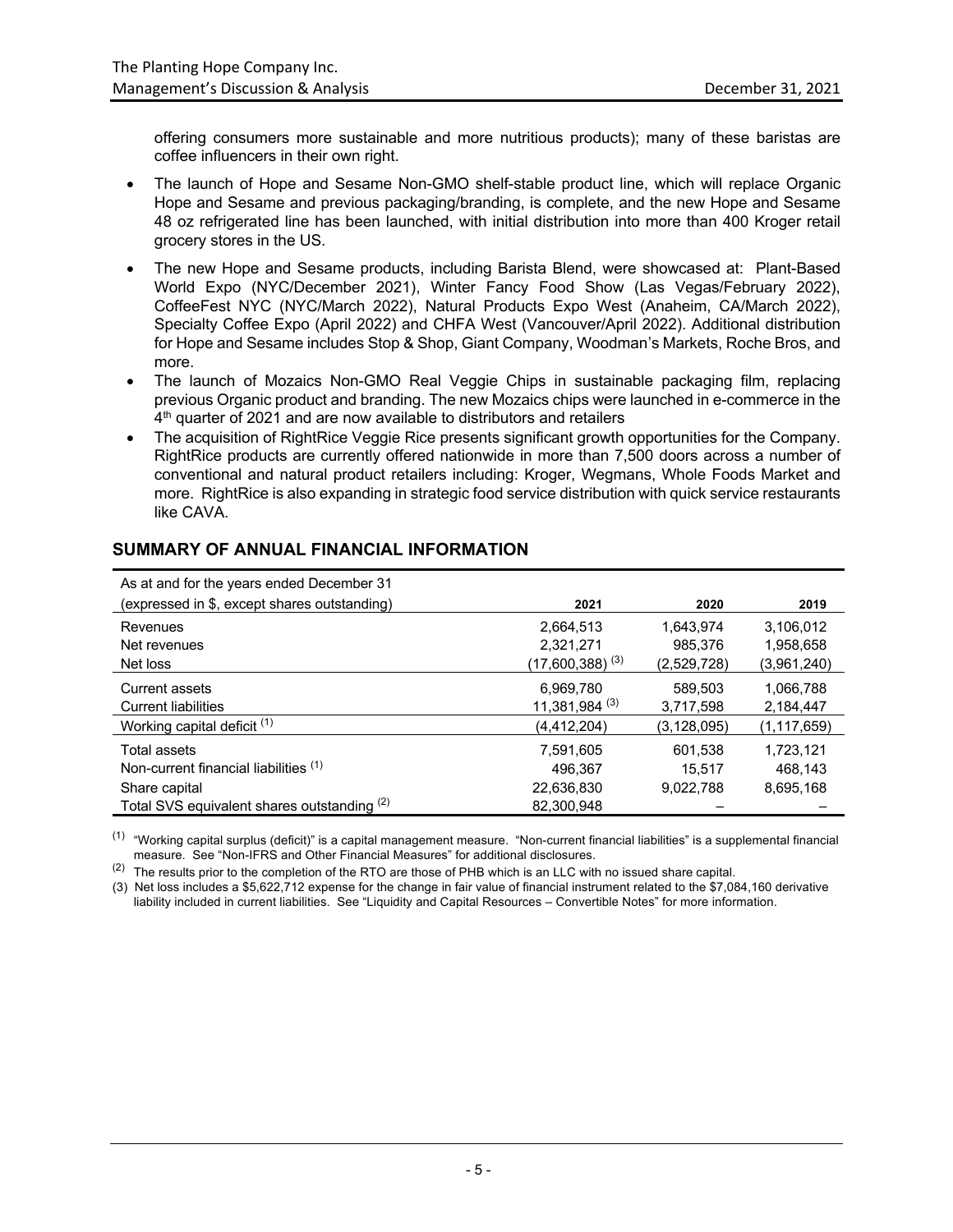offering consumers more sustainable and more nutritious products); many of these baristas are coffee influencers in their own right.

- The launch of Hope and Sesame Non-GMO shelf-stable product line, which will replace Organic Hope and Sesame and previous packaging/branding, is complete, and the new Hope and Sesame 48 oz refrigerated line has been launched, with initial distribution into more than 400 Kroger retail grocery stores in the US.
- The new Hope and Sesame products, including Barista Blend, were showcased at: Plant-Based World Expo (NYC/December 2021), Winter Fancy Food Show (Las Vegas/February 2022), CoffeeFest NYC (NYC/March 2022), Natural Products Expo West (Anaheim, CA/March 2022), Specialty Coffee Expo (April 2022) and CHFA West (Vancouver/April 2022). Additional distribution for Hope and Sesame includes Stop & Shop, Giant Company, Woodman's Markets, Roche Bros, and more.
- The launch of Mozaics Non-GMO Real Veggie Chips in sustainable packaging film, replacing previous Organic product and branding. The new Mozaics chips were launched in e-commerce in the 4th quarter of 2021 and are now available to distributors and retailers
- The acquisition of RightRice Veggie Rice presents significant growth opportunities for the Company. RightRice products are currently offered nationwide in more than 7,500 doors across a number of conventional and natural product retailers including: Kroger, Wegmans, Whole Foods Market and more. RightRice is also expanding in strategic food service distribution with quick service restaurants like CAVA.

## SUMMARY OF ANNUAL FINANCIAL INFORMATION

| As at and for the years ended December 31 (expressed in $, except shares outstanding) | 2021 | 2020 | 2019 |
|---|---|---|---|
| Revenues | 2,664,513 | 1,643,974 | 3,106,012 |
| Net revenues | 2,321,271 | 985,376 | 1,958,658 |
| Net loss | (17,600,388) (3) | (2,529,728) | (3,961,240) |
| Current assets | 6,969,780 | 589,503 | 1,066,788 |
| Current liabilities | 11,381,984 (3) | 3,717,598 | 2,184,447 |
| Working capital deficit (1) | (4,412,204) | (3,128,095) | (1,117,659) |
| Total assets | 7,591,605 | 601,538 | 1,723,121 |
| Non-current financial liabilities (1) | 496,367 | 15,517 | 468,143 |
| Share capital | 22,636,830 | 9,022,788 | 8,695,168 |
| Total SVS equivalent shares outstanding (2) | 82,300,948 | – | – |

(1) "Working capital surplus (deficit)" is a capital management measure. "Non-current financial liabilities" is a supplemental financial measure. See "Non-IFRS and Other Financial Measures" for additional disclosures.

(2) The results prior to the completion of the RTO are those of PHB which is an LLC with no issued share capital.

(3) Net loss includes a $5,622,712 expense for the change in fair value of financial instrument related to the $7,084,160 derivative liability included in current liabilities. See "Liquidity and Capital Resources – Convertible Notes" for more information.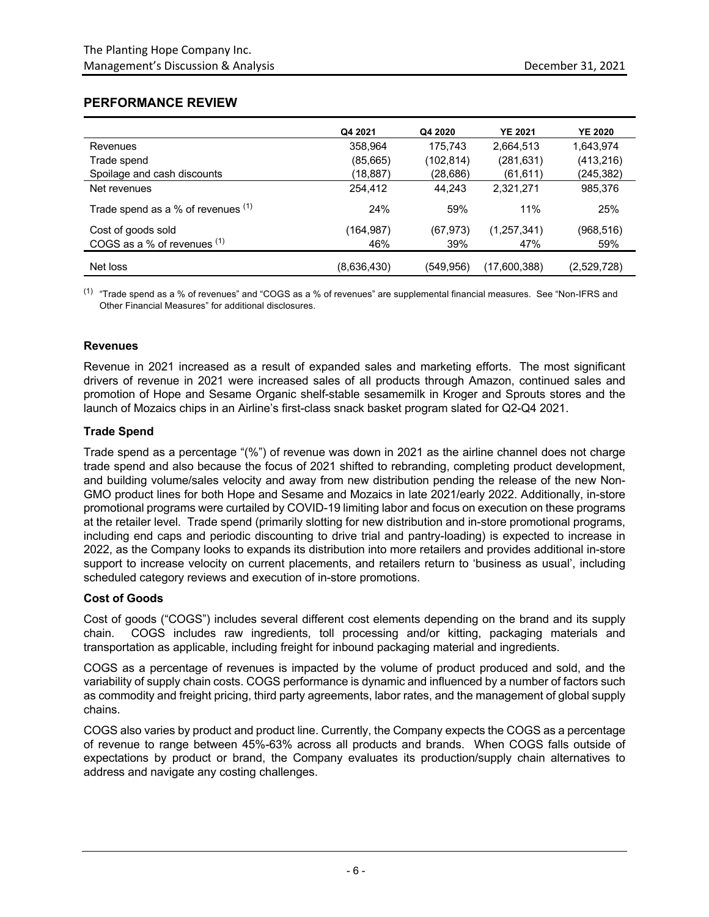## PERFORMANCE REVIEW

| | Q4 2021 | Q4 2020 | YE 2021 | YE 2020 |
|---|---|---|---|---|
| Revenues | 358,964 | 175,743 | 2,664,513 | 1,643,974 |
| Trade spend | (85,665) | (102,814) | (281,631) | (413,216) |
| Spoilage and cash discounts | (18,887) | (28,686) | (61,611) | (245,382) |
| Net revenues | 254,412 | 44,243 | 2,321,271 | 985,376 |
| Trade spend as a % of revenues [(1)] | 24% | 59% | 11% | 25% |
| Cost of goods sold | (164,987) | (67,973) | (1,257,341) | (968,516) |
| COGS as a % of revenues [(1)] | 46% | 39% | 47% | 59% |
| Net loss | (8,636,430) | (549,956) | (17,600,388) | (2,529,728) |

[(1)] "Trade spend as a % of revenues" and "COGS as a % of revenues" are supplemental financial measures. See "Non-IFRS and Other Financial Measures" for additional disclosures.

### Revenues

Revenue in 2021 increased as a result of expanded sales and marketing efforts. The most significant drivers of revenue in 2021 were increased sales of all products through Amazon, continued sales and promotion of Hope and Sesame Organic shelf-stable sesamemilk in Kroger and Sprouts stores and the launch of Mozaics chips in an Airline's first-class snack basket program slated for Q2-Q4 2021.

### Trade Spend

Trade spend as a percentage "(%)" of revenue was down in 2021 as the airline channel does not charge trade spend and also because the focus of 2021 shifted to rebranding, completing product development, and building volume/sales velocity and away from new distribution pending the release of the new Non-GMO product lines for both Hope and Sesame and Mozaics in late 2021/early 2022. Additionally, in-store promotional programs were curtailed by COVID-19 limiting labor and focus on execution on these programs at the retailer level. Trade spend (primarily slotting for new distribution and in-store promotional programs, including end caps and periodic discounting to drive trial and pantry-loading) is expected to increase in 2022, as the Company looks to expands its distribution into more retailers and provides additional in-store support to increase velocity on current placements, and retailers return to 'business as usual', including scheduled category reviews and execution of in-store promotions.

### Cost of Goods

Cost of goods ("COGS") includes several different cost elements depending on the brand and its supply chain. COGS includes raw ingredients, toll processing and/or kitting, packaging materials and transportation as applicable, including freight for inbound packaging material and ingredients.

COGS as a percentage of revenues is impacted by the volume of product produced and sold, and the variability of supply chain costs. COGS performance is dynamic and influenced by a number of factors such as commodity and freight pricing, third party agreements, labor rates, and the management of global supply chains.

COGS also varies by product and product line. Currently, the Company expects the COGS as a percentage of revenue to range between 45%-63% across all products and brands. When COGS falls outside of expectations by product or brand, the Company evaluates its production/supply chain alternatives to address and navigate any costing challenges.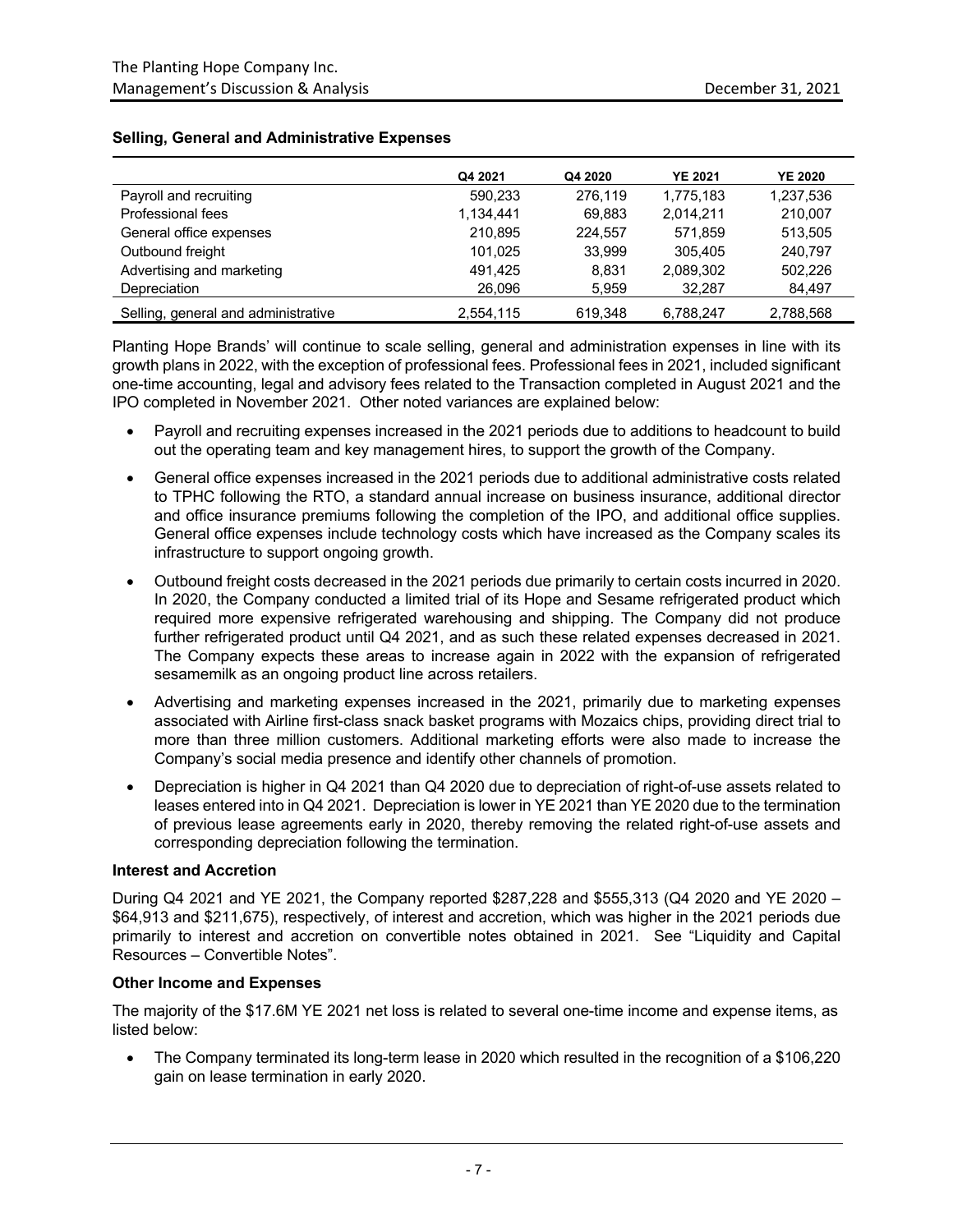### Selling, General and Administrative Expenses

| | Q4 2021 | Q4 2020 | YE 2021 | YE 2020 |
|---|---|---|---|---|
| Payroll and recruiting | 590,233 | 276,119 | 1,775,183 | 1,237,536 |
| Professional fees | 1,134,441 | 69,883 | 2,014,211 | 210,007 |
| General office expenses | 210,895 | 224,557 | 571,859 | 513,505 |
| Outbound freight | 101,025 | 33,999 | 305,405 | 240,797 |
| Advertising and marketing | 491,425 | 8,831 | 2,089,302 | 502,226 |
| Depreciation | 26,096 | 5,959 | 32,287 | 84,497 |
| Selling, general and administrative | 2,554,115 | 619,348 | 6,788,247 | 2,788,568 |

Planting Hope Brands' will continue to scale selling, general and administration expenses in line with its growth plans in 2022, with the exception of professional fees. Professional fees in 2021, included significant one-time accounting, legal and advisory fees related to the Transaction completed in August 2021 and the IPO completed in November 2021. Other noted variances are explained below:

- Payroll and recruiting expenses increased in the 2021 periods due to additions to headcount to build out the operating team and key management hires, to support the growth of the Company.
- General office expenses increased in the 2021 periods due to additional administrative costs related to TPHC following the RTO, a standard annual increase on business insurance, additional director and office insurance premiums following the completion of the IPO, and additional office supplies. General office expenses include technology costs which have increased as the Company scales its infrastructure to support ongoing growth.
- Outbound freight costs decreased in the 2021 periods due primarily to certain costs incurred in 2020. In 2020, the Company conducted a limited trial of its Hope and Sesame refrigerated product which required more expensive refrigerated warehousing and shipping. The Company did not produce further refrigerated product until Q4 2021, and as such these related expenses decreased in 2021. The Company expects these areas to increase again in 2022 with the expansion of refrigerated sesamemilk as an ongoing product line across retailers.
- Advertising and marketing expenses increased in the 2021, primarily due to marketing expenses associated with Airline first-class snack basket programs with Mozaics chips, providing direct trial to more than three million customers. Additional marketing efforts were also made to increase the Company's social media presence and identify other channels of promotion.
- Depreciation is higher in Q4 2021 than Q4 2020 due to depreciation of right-of-use assets related to leases entered into in Q4 2021. Depreciation is lower in YE 2021 than YE 2020 due to the termination of previous lease agreements early in 2020, thereby removing the related right-of-use assets and corresponding depreciation following the termination.

### Interest and Accretion

During Q4 2021 and YE 2021, the Company reported $287,228 and $555,313 (Q4 2020 and YE 2020 – $64,913 and $211,675), respectively, of interest and accretion, which was higher in the 2021 periods due primarily to interest and accretion on convertible notes obtained in 2021. See "Liquidity and Capital Resources – Convertible Notes".

### Other Income and Expenses

The majority of the $17.6M YE 2021 net loss is related to several one-time income and expense items, as listed below:

- The Company terminated its long-term lease in 2020 which resulted in the recognition of a $106,220 gain on lease termination in early 2020.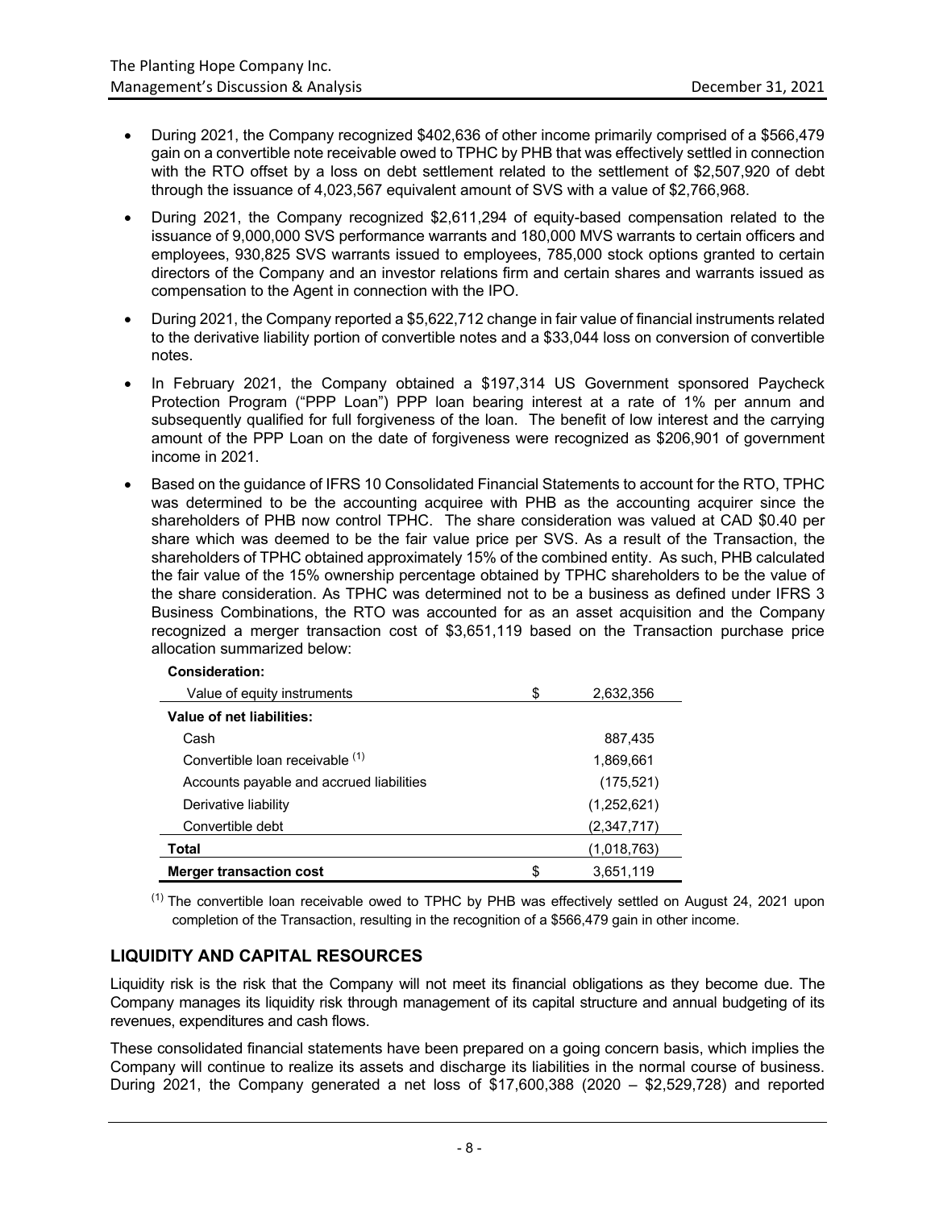- During 2021, the Company recognized $402,636 of other income primarily comprised of a $566,479 gain on a convertible note receivable owed to TPHC by PHB that was effectively settled in connection with the RTO offset by a loss on debt settlement related to the settlement of $2,507,920 of debt through the issuance of 4,023,567 equivalent amount of SVS with a value of $2,766,968.
- During 2021, the Company recognized $2,611,294 of equity-based compensation related to the issuance of 9,000,000 SVS performance warrants and 180,000 MVS warrants to certain officers and employees, 930,825 SVS warrants issued to employees, 785,000 stock options granted to certain directors of the Company and an investor relations firm and certain shares and warrants issued as compensation to the Agent in connection with the IPO.
- During 2021, the Company reported a $5,622,712 change in fair value of financial instruments related to the derivative liability portion of convertible notes and a $33,044 loss on conversion of convertible notes.
- In February 2021, the Company obtained a $197,314 US Government sponsored Paycheck Protection Program ("PPP Loan") PPP loan bearing interest at a rate of 1% per annum and subsequently qualified for full forgiveness of the loan. The benefit of low interest and the carrying amount of the PPP Loan on the date of forgiveness were recognized as $206,901 of government income in 2021.
- Based on the guidance of IFRS 10 Consolidated Financial Statements to account for the RTO, TPHC was determined to be the accounting acquiree with PHB as the accounting acquirer since the shareholders of PHB now control TPHC. The share consideration was valued at CAD $0.40 per share which was deemed to be the fair value price per SVS. As a result of the Transaction, the shareholders of TPHC obtained approximately 15% of the combined entity. As such, PHB calculated the fair value of the 15% ownership percentage obtained by TPHC shareholders to be the value of the share consideration. As TPHC was determined not to be a business as defined under IFRS 3 Business Combinations, the RTO was accounted for as an asset acquisition and the Company recognized a merger transaction cost of $3,651,119 based on the Transaction purchase price allocation summarized below:

| **Consideration:** | | |
|---|---|---|
| Value of equity instruments | $ | 2,632,356 |
| **Value of net liabilities:** | | |
| Cash | | 887,435 |
| Convertible loan receivable [(1)] | | 1,869,661 |
| Accounts payable and accrued liabilities | | (175,521) |
| Derivative liability | | (1,252,621) |
| Convertible debt | | (2,347,717) |
| **Total** | | (1,018,763) |
| **Merger transaction cost** | $ | 3,651,119 |

[(1)] The convertible loan receivable owed to TPHC by PHB was effectively settled on August 24, 2021 upon completion of the Transaction, resulting in the recognition of a $566,479 gain in other income.

## LIQUIDITY AND CAPITAL RESOURCES

Liquidity risk is the risk that the Company will not meet its financial obligations as they become due. The Company manages its liquidity risk through management of its capital structure and annual budgeting of its revenues, expenditures and cash flows.

These consolidated financial statements have been prepared on a going concern basis, which implies the Company will continue to realize its assets and discharge its liabilities in the normal course of business. During 2021, the Company generated a net loss of $17,600,388 (2020 – $2,529,728) and reported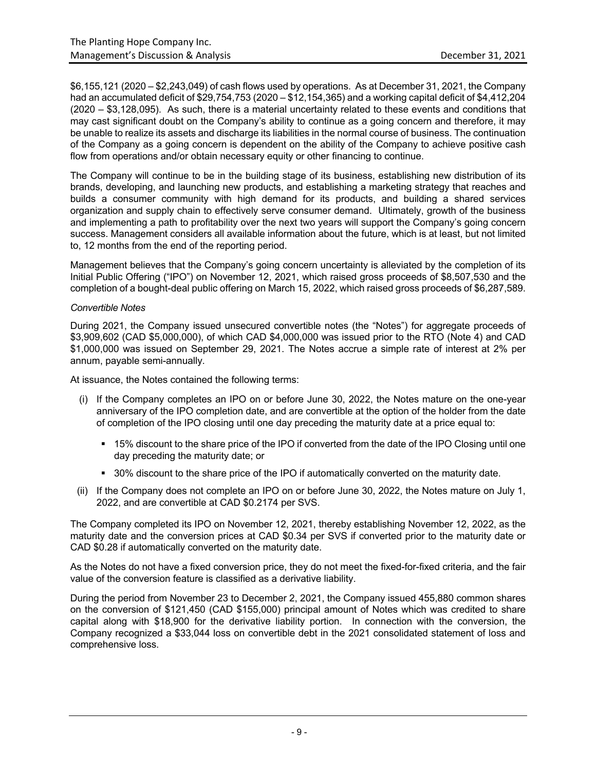$6,155,121 (2020 – $2,243,049) of cash flows used by operations. As at December 31, 2021, the Company had an accumulated deficit of $29,754,753 (2020 – $12,154,365) and a working capital deficit of $4,412,204 (2020 – $3,128,095). As such, there is a material uncertainty related to these events and conditions that may cast significant doubt on the Company's ability to continue as a going concern and therefore, it may be unable to realize its assets and discharge its liabilities in the normal course of business. The continuation of the Company as a going concern is dependent on the ability of the Company to achieve positive cash flow from operations and/or obtain necessary equity or other financing to continue.

The Company will continue to be in the building stage of its business, establishing new distribution of its brands, developing, and launching new products, and establishing a marketing strategy that reaches and builds a consumer community with high demand for its products, and building a shared services organization and supply chain to effectively serve consumer demand. Ultimately, growth of the business and implementing a path to profitability over the next two years will support the Company's going concern success. Management considers all available information about the future, which is at least, but not limited to, 12 months from the end of the reporting period.

Management believes that the Company's going concern uncertainty is alleviated by the completion of its Initial Public Offering ("IPO") on November 12, 2021, which raised gross proceeds of $8,507,530 and the completion of a bought-deal public offering on March 15, 2022, which raised gross proceeds of $6,287,589.

*Convertible Notes*

During 2021, the Company issued unsecured convertible notes (the "Notes") for aggregate proceeds of $3,909,602 (CAD $5,000,000), of which CAD $4,000,000 was issued prior to the RTO (Note 4) and CAD $1,000,000 was issued on September 29, 2021. The Notes accrue a simple rate of interest at 2% per annum, payable semi-annually.

At issuance, the Notes contained the following terms:

(i) If the Company completes an IPO on or before June 30, 2022, the Notes mature on the one-year anniversary of the IPO completion date, and are convertible at the option of the holder from the date of completion of the IPO closing until one day preceding the maturity date at a price equal to:

- 15% discount to the share price of the IPO if converted from the date of the IPO Closing until one day preceding the maturity date; or
- 30% discount to the share price of the IPO if automatically converted on the maturity date.

(ii) If the Company does not complete an IPO on or before June 30, 2022, the Notes mature on July 1, 2022, and are convertible at CAD $0.2174 per SVS.

The Company completed its IPO on November 12, 2021, thereby establishing November 12, 2022, as the maturity date and the conversion prices at CAD $0.34 per SVS if converted prior to the maturity date or CAD $0.28 if automatically converted on the maturity date.

As the Notes do not have a fixed conversion price, they do not meet the fixed-for-fixed criteria, and the fair value of the conversion feature is classified as a derivative liability.

During the period from November 23 to December 2, 2021, the Company issued 455,880 common shares on the conversion of $121,450 (CAD $155,000) principal amount of Notes which was credited to share capital along with $18,900 for the derivative liability portion. In connection with the conversion, the Company recognized a $33,044 loss on convertible debt in the 2021 consolidated statement of loss and comprehensive loss.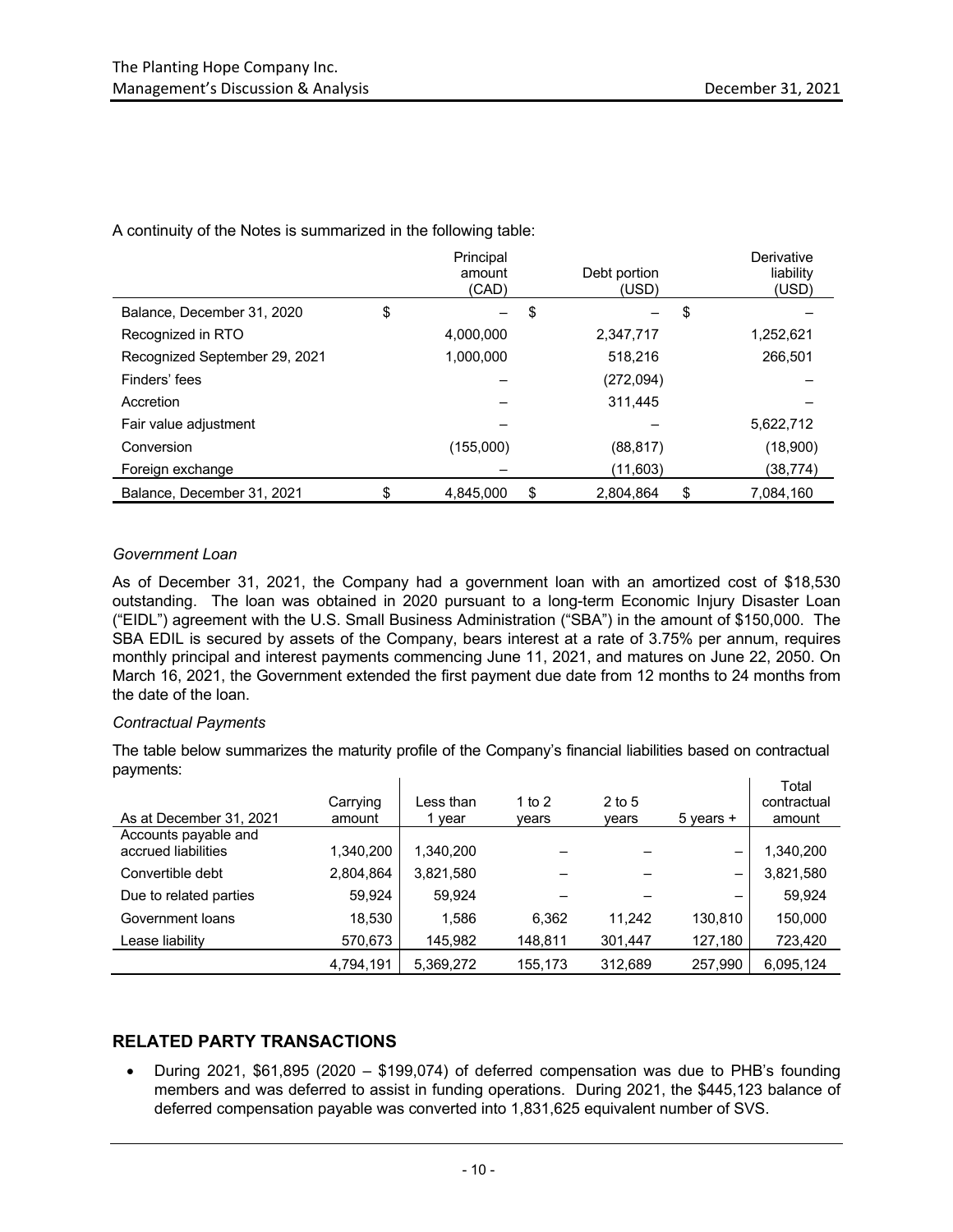A continuity of the Notes is summarized in the following table:

| | Principal amount (CAD) | Debt portion (USD) | Derivative liability (USD) |
|---|---|---|---|
| Balance, December 31, 2020 | $ – | $ – | $ – |
| Recognized in RTO | 4,000,000 | 2,347,717 | 1,252,621 |
| Recognized September 29, 2021 | 1,000,000 | 518,216 | 266,501 |
| Finders' fees | – | (272,094) | – |
| Accretion | – | 311,445 | – |
| Fair value adjustment | – | – | 5,622,712 |
| Conversion | (155,000) | (88,817) | (18,900) |
| Foreign exchange | – | (11,603) | (38,774) |
| Balance, December 31, 2021 | $ 4,845,000 | $ 2,804,864 | $ 7,084,160 |

*Government Loan*

As of December 31, 2021, the Company had a government loan with an amortized cost of $18,530 outstanding. The loan was obtained in 2020 pursuant to a long-term Economic Injury Disaster Loan ("EIDL") agreement with the U.S. Small Business Administration ("SBA") in the amount of $150,000. The SBA EDIL is secured by assets of the Company, bears interest at a rate of 3.75% per annum, requires monthly principal and interest payments commencing June 11, 2021, and matures on June 22, 2050. On March 16, 2021, the Government extended the first payment due date from 12 months to 24 months from the date of the loan.

*Contractual Payments*

The table below summarizes the maturity profile of the Company's financial liabilities based on contractual payments:

| As at December 31, 2021 | Carrying amount | Less than 1 year | 1 to 2 years | 2 to 5 years | 5 years + | Total contractual amount |
|---|---|---|---|---|---|---|
| Accounts payable and accrued liabilities | 1,340,200 | 1,340,200 | – | – | – | 1,340,200 |
| Convertible debt | 2,804,864 | 3,821,580 | – | – | – | 3,821,580 |
| Due to related parties | 59,924 | 59,924 | – | – | – | 59,924 |
| Government loans | 18,530 | 1,586 | 6,362 | 11,242 | 130,810 | 150,000 |
| Lease liability | 570,673 | 145,982 | 148,811 | 301,447 | 127,180 | 723,420 |
| | 4,794,191 | 5,369,272 | 155,173 | 312,689 | 257,990 | 6,095,124 |

## RELATED PARTY TRANSACTIONS

- During 2021, $61,895 (2020 – $199,074) of deferred compensation was due to PHB's founding members and was deferred to assist in funding operations. During 2021, the $445,123 balance of deferred compensation payable was converted into 1,831,625 equivalent number of SVS.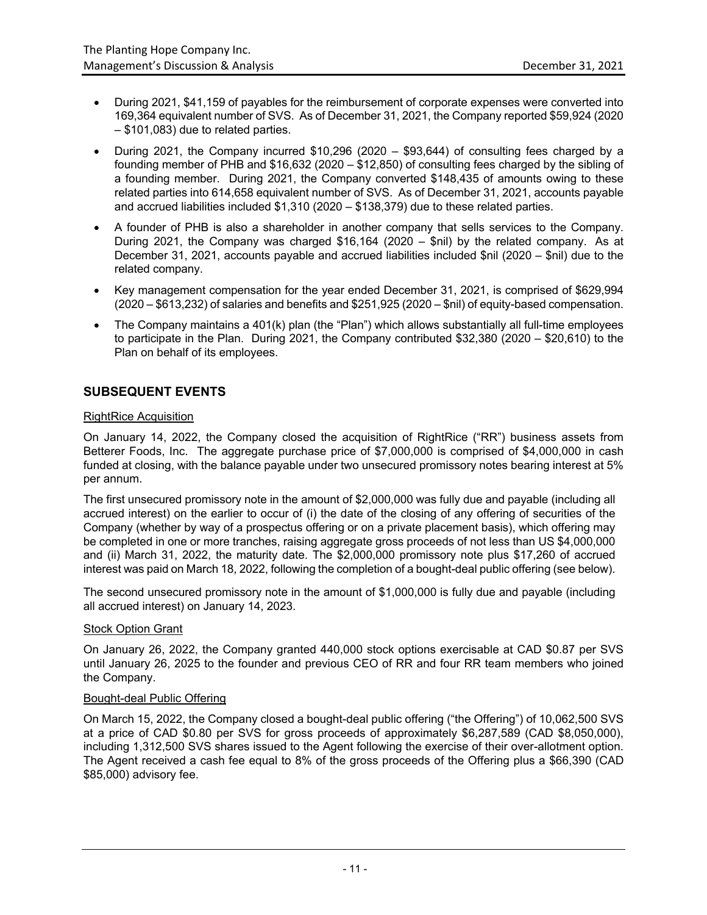- During 2021, $41,159 of payables for the reimbursement of corporate expenses were converted into 169,364 equivalent number of SVS. As of December 31, 2021, the Company reported $59,924 (2020 – $101,083) due to related parties.
- During 2021, the Company incurred $10,296 (2020 – $93,644) of consulting fees charged by a founding member of PHB and $16,632 (2020 – $12,850) of consulting fees charged by the sibling of a founding member. During 2021, the Company converted $148,435 of amounts owing to these related parties into 614,658 equivalent number of SVS. As of December 31, 2021, accounts payable and accrued liabilities included $1,310 (2020 – $138,379) due to these related parties.
- A founder of PHB is also a shareholder in another company that sells services to the Company. During 2021, the Company was charged $16,164 (2020 – $nil) by the related company. As at December 31, 2021, accounts payable and accrued liabilities included $nil (2020 – $nil) due to the related company.
- Key management compensation for the year ended December 31, 2021, is comprised of $629,994 (2020 – $613,232) of salaries and benefits and $251,925 (2020 – $nil) of equity-based compensation.
- The Company maintains a 401(k) plan (the "Plan") which allows substantially all full-time employees to participate in the Plan. During 2021, the Company contributed $32,380 (2020 – $20,610) to the Plan on behalf of its employees.

## SUBSEQUENT EVENTS

### RightRice Acquisition

On January 14, 2022, the Company closed the acquisition of RightRice ("RR") business assets from Betterer Foods, Inc. The aggregate purchase price of $7,000,000 is comprised of $4,000,000 in cash funded at closing, with the balance payable under two unsecured promissory notes bearing interest at 5% per annum.

The first unsecured promissory note in the amount of $2,000,000 was fully due and payable (including all accrued interest) on the earlier to occur of (i) the date of the closing of any offering of securities of the Company (whether by way of a prospectus offering or on a private placement basis), which offering may be completed in one or more tranches, raising aggregate gross proceeds of not less than US $4,000,000 and (ii) March 31, 2022, the maturity date. The $2,000,000 promissory note plus $17,260 of accrued interest was paid on March 18, 2022, following the completion of a bought-deal public offering (see below).

The second unsecured promissory note in the amount of $1,000,000 is fully due and payable (including all accrued interest) on January 14, 2023.

### Stock Option Grant

On January 26, 2022, the Company granted 440,000 stock options exercisable at CAD $0.87 per SVS until January 26, 2025 to the founder and previous CEO of RR and four RR team members who joined the Company.

### Bought-deal Public Offering

On March 15, 2022, the Company closed a bought-deal public offering ("the Offering") of 10,062,500 SVS at a price of CAD $0.80 per SVS for gross proceeds of approximately $6,287,589 (CAD $8,050,000), including 1,312,500 SVS shares issued to the Agent following the exercise of their over-allotment option. The Agent received a cash fee equal to 8% of the gross proceeds of the Offering plus a $66,390 (CAD $85,000) advisory fee.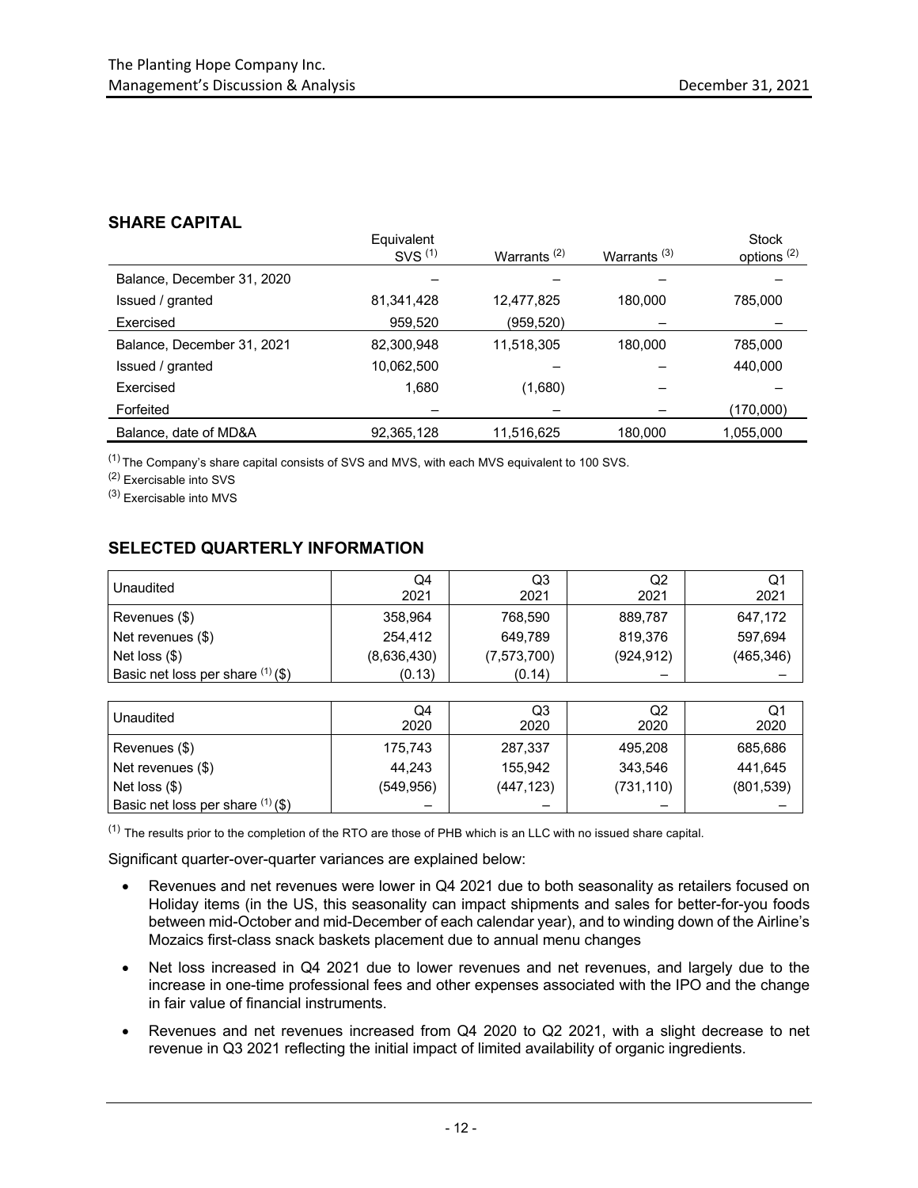## SHARE CAPITAL

| | Equivalent SVS [1] | Warrants [2] | Warrants [3] | Stock options [2] |
|---|---|---|---|---|
| Balance, December 31, 2020 | – | – | – | – |
| Issued / granted | 81,341,428 | 12,477,825 | 180,000 | 785,000 |
| Exercised | 959,520 | (959,520) | – | – |
| Balance, December 31, 2021 | 82,300,948 | 11,518,305 | 180,000 | 785,000 |
| Issued / granted | 10,062,500 | – | – | 440,000 |
| Exercised | 1,680 | (1,680) | – | – |
| Forfeited | – | – | – | (170,000) |
| Balance, date of MD&A | 92,365,128 | 11,516,625 | 180,000 | 1,055,000 |

[1] The Company's share capital consists of SVS and MVS, with each MVS equivalent to 100 SVS.

[2] Exercisable into SVS

[3] Exercisable into MVS

## SELECTED QUARTERLY INFORMATION

| Unaudited | Q4 2021 | Q3 2021 | Q2 2021 | Q1 2021 |
|---|---|---|---|---|
| Revenues ($) | 358,964 | 768,590 | 889,787 | 647,172 |
| Net revenues ($) | 254,412 | 649,789 | 819,376 | 597,694 |
| Net loss ($) | (8,636,430) | (7,573,700) | (924,912) | (465,346) |
| Basic net loss per share [1] ($) | (0.13) | (0.14) | – | – |

| Unaudited | Q4 2020 | Q3 2020 | Q2 2020 | Q1 2020 |
|---|---|---|---|---|
| Revenues ($) | 175,743 | 287,337 | 495,208 | 685,686 |
| Net revenues ($) | 44,243 | 155,942 | 343,546 | 441,645 |
| Net loss ($) | (549,956) | (447,123) | (731,110) | (801,539) |
| Basic net loss per share [1] ($) | – | – | – | – |

[1] The results prior to the completion of the RTO are those of PHB which is an LLC with no issued share capital.

Significant quarter-over-quarter variances are explained below:

- Revenues and net revenues were lower in Q4 2021 due to both seasonality as retailers focused on Holiday items (in the US, this seasonality can impact shipments and sales for better-for-you foods between mid-October and mid-December of each calendar year), and to winding down of the Airline's Mozaics first-class snack baskets placement due to annual menu changes
- Net loss increased in Q4 2021 due to lower revenues and net revenues, and largely due to the increase in one-time professional fees and other expenses associated with the IPO and the change in fair value of financial instruments.
- Revenues and net revenues increased from Q4 2020 to Q2 2021, with a slight decrease to net revenue in Q3 2021 reflecting the initial impact of limited availability of organic ingredients.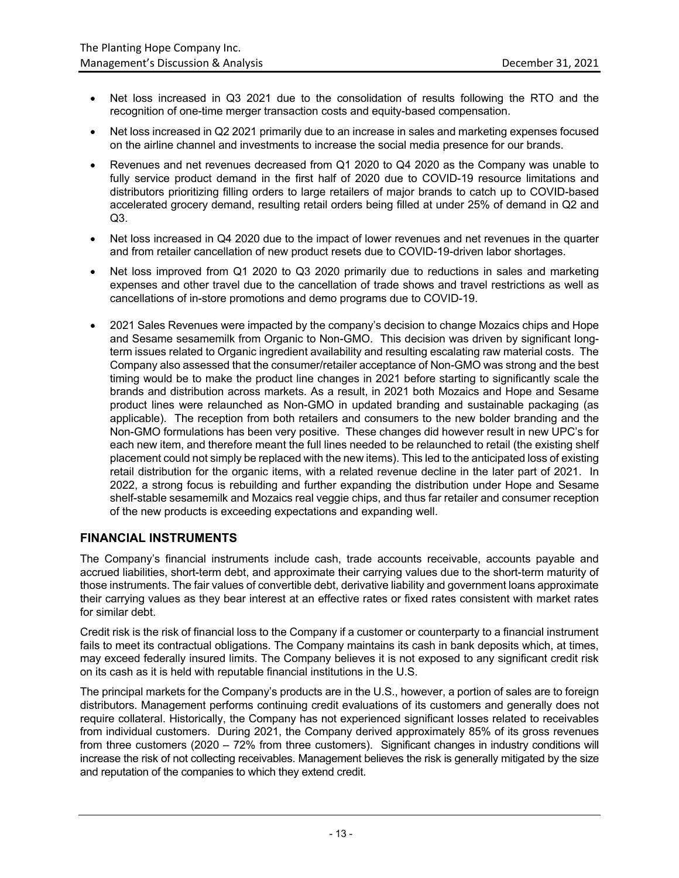- Net loss increased in Q3 2021 due to the consolidation of results following the RTO and the recognition of one-time merger transaction costs and equity-based compensation.
- Net loss increased in Q2 2021 primarily due to an increase in sales and marketing expenses focused on the airline channel and investments to increase the social media presence for our brands.
- Revenues and net revenues decreased from Q1 2020 to Q4 2020 as the Company was unable to fully service product demand in the first half of 2020 due to COVID-19 resource limitations and distributors prioritizing filling orders to large retailers of major brands to catch up to COVID-based accelerated grocery demand, resulting retail orders being filled at under 25% of demand in Q2 and Q3.
- Net loss increased in Q4 2020 due to the impact of lower revenues and net revenues in the quarter and from retailer cancellation of new product resets due to COVID-19-driven labor shortages.
- Net loss improved from Q1 2020 to Q3 2020 primarily due to reductions in sales and marketing expenses and other travel due to the cancellation of trade shows and travel restrictions as well as cancellations of in-store promotions and demo programs due to COVID-19.
- 2021 Sales Revenues were impacted by the company's decision to change Mozaics chips and Hope and Sesame sesamemilk from Organic to Non-GMO. This decision was driven by significant long-term issues related to Organic ingredient availability and resulting escalating raw material costs. The Company also assessed that the consumer/retailer acceptance of Non-GMO was strong and the best timing would be to make the product line changes in 2021 before starting to significantly scale the brands and distribution across markets. As a result, in 2021 both Mozaics and Hope and Sesame product lines were relaunched as Non-GMO in updated branding and sustainable packaging (as applicable). The reception from both retailers and consumers to the new bolder branding and the Non-GMO formulations has been very positive. These changes did however result in new UPC's for each new item, and therefore meant the full lines needed to be relaunched to retail (the existing shelf placement could not simply be replaced with the new items). This led to the anticipated loss of existing retail distribution for the organic items, with a related revenue decline in the later part of 2021. In 2022, a strong focus is rebuilding and further expanding the distribution under Hope and Sesame shelf-stable sesamemilk and Mozaics real veggie chips, and thus far retailer and consumer reception of the new products is exceeding expectations and expanding well.

## FINANCIAL INSTRUMENTS

The Company's financial instruments include cash, trade accounts receivable, accounts payable and accrued liabilities, short-term debt, and approximate their carrying values due to the short-term maturity of those instruments. The fair values of convertible debt, derivative liability and government loans approximate their carrying values as they bear interest at an effective rates or fixed rates consistent with market rates for similar debt.

Credit risk is the risk of financial loss to the Company if a customer or counterparty to a financial instrument fails to meet its contractual obligations. The Company maintains its cash in bank deposits which, at times, may exceed federally insured limits. The Company believes it is not exposed to any significant credit risk on its cash as it is held with reputable financial institutions in the U.S.

The principal markets for the Company's products are in the U.S., however, a portion of sales are to foreign distributors. Management performs continuing credit evaluations of its customers and generally does not require collateral. Historically, the Company has not experienced significant losses related to receivables from individual customers. During 2021, the Company derived approximately 85% of its gross revenues from three customers (2020 – 72% from three customers). Significant changes in industry conditions will increase the risk of not collecting receivables. Management believes the risk is generally mitigated by the size and reputation of the companies to which they extend credit.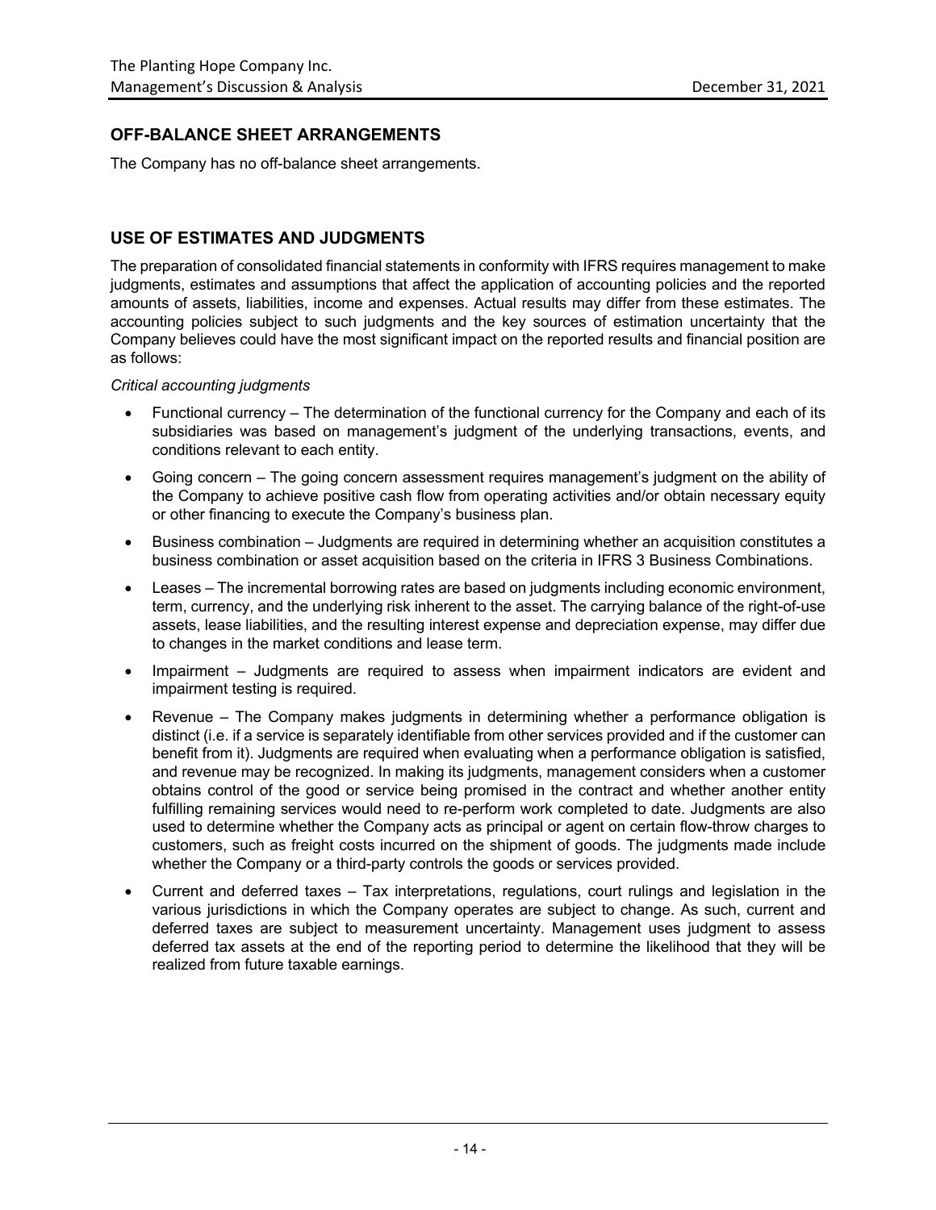## OFF-BALANCE SHEET ARRANGEMENTS

The Company has no off-balance sheet arrangements.

## USE OF ESTIMATES AND JUDGMENTS

The preparation of consolidated financial statements in conformity with IFRS requires management to make judgments, estimates and assumptions that affect the application of accounting policies and the reported amounts of assets, liabilities, income and expenses. Actual results may differ from these estimates. The accounting policies subject to such judgments and the key sources of estimation uncertainty that the Company believes could have the most significant impact on the reported results and financial position are as follows:

*Critical accounting judgments*

- Functional currency – The determination of the functional currency for the Company and each of its subsidiaries was based on management's judgment of the underlying transactions, events, and conditions relevant to each entity.
- Going concern – The going concern assessment requires management's judgment on the ability of the Company to achieve positive cash flow from operating activities and/or obtain necessary equity or other financing to execute the Company's business plan.
- Business combination – Judgments are required in determining whether an acquisition constitutes a business combination or asset acquisition based on the criteria in IFRS 3 Business Combinations.
- Leases – The incremental borrowing rates are based on judgments including economic environment, term, currency, and the underlying risk inherent to the asset. The carrying balance of the right-of-use assets, lease liabilities, and the resulting interest expense and depreciation expense, may differ due to changes in the market conditions and lease term.
- Impairment – Judgments are required to assess when impairment indicators are evident and impairment testing is required.
- Revenue – The Company makes judgments in determining whether a performance obligation is distinct (i.e. if a service is separately identifiable from other services provided and if the customer can benefit from it). Judgments are required when evaluating when a performance obligation is satisfied, and revenue may be recognized. In making its judgments, management considers when a customer obtains control of the good or service being promised in the contract and whether another entity fulfilling remaining services would need to re-perform work completed to date. Judgments are also used to determine whether the Company acts as principal or agent on certain flow-throw charges to customers, such as freight costs incurred on the shipment of goods. The judgments made include whether the Company or a third-party controls the goods or services provided.
- Current and deferred taxes – Tax interpretations, regulations, court rulings and legislation in the various jurisdictions in which the Company operates are subject to change. As such, current and deferred taxes are subject to measurement uncertainty. Management uses judgment to assess deferred tax assets at the end of the reporting period to determine the likelihood that they will be realized from future taxable earnings.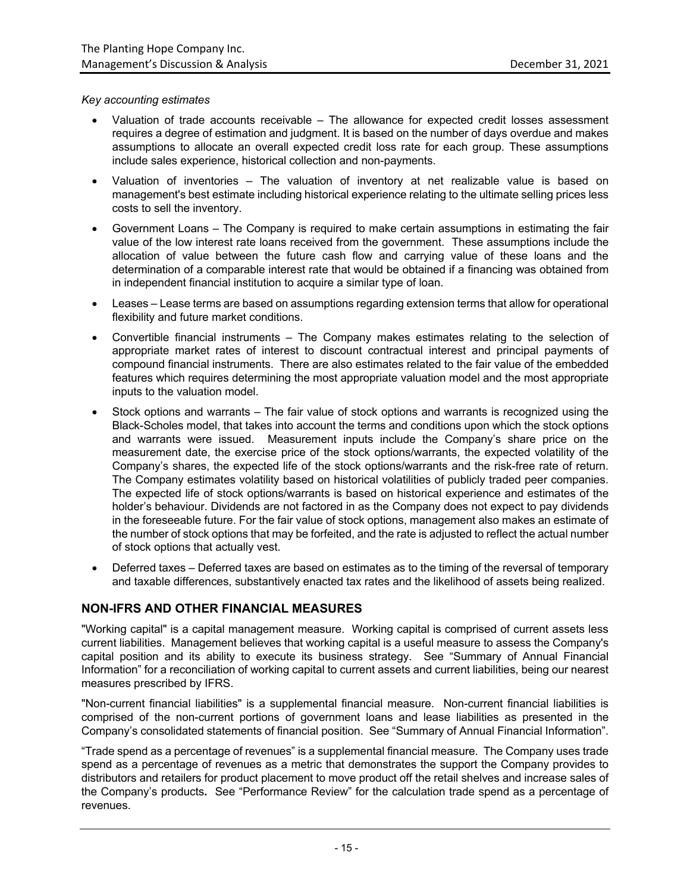*Key accounting estimates*

- Valuation of trade accounts receivable – The allowance for expected credit losses assessment requires a degree of estimation and judgment. It is based on the number of days overdue and makes assumptions to allocate an overall expected credit loss rate for each group. These assumptions include sales experience, historical collection and non-payments.
- Valuation of inventories – The valuation of inventory at net realizable value is based on management's best estimate including historical experience relating to the ultimate selling prices less costs to sell the inventory.
- Government Loans – The Company is required to make certain assumptions in estimating the fair value of the low interest rate loans received from the government. These assumptions include the allocation of value between the future cash flow and carrying value of these loans and the determination of a comparable interest rate that would be obtained if a financing was obtained from in independent financial institution to acquire a similar type of loan.
- Leases – Lease terms are based on assumptions regarding extension terms that allow for operational flexibility and future market conditions.
- Convertible financial instruments – The Company makes estimates relating to the selection of appropriate market rates of interest to discount contractual interest and principal payments of compound financial instruments. There are also estimates related to the fair value of the embedded features which requires determining the most appropriate valuation model and the most appropriate inputs to the valuation model.
- Stock options and warrants – The fair value of stock options and warrants is recognized using the Black-Scholes model, that takes into account the terms and conditions upon which the stock options and warrants were issued. Measurement inputs include the Company's share price on the measurement date, the exercise price of the stock options/warrants, the expected volatility of the Company's shares, the expected life of the stock options/warrants and the risk-free rate of return. The Company estimates volatility based on historical volatilities of publicly traded peer companies. The expected life of stock options/warrants is based on historical experience and estimates of the holder's behaviour. Dividends are not factored in as the Company does not expect to pay dividends in the foreseeable future. For the fair value of stock options, management also makes an estimate of the number of stock options that may be forfeited, and the rate is adjusted to reflect the actual number of stock options that actually vest.
- Deferred taxes – Deferred taxes are based on estimates as to the timing of the reversal of temporary and taxable differences, substantively enacted tax rates and the likelihood of assets being realized.

## NON-IFRS AND OTHER FINANCIAL MEASURES

"Working capital" is a capital management measure. Working capital is comprised of current assets less current liabilities. Management believes that working capital is a useful measure to assess the Company's capital position and its ability to execute its business strategy. See "Summary of Annual Financial Information" for a reconciliation of working capital to current assets and current liabilities, being our nearest measures prescribed by IFRS.

"Non-current financial liabilities" is a supplemental financial measure. Non-current financial liabilities is comprised of the non-current portions of government loans and lease liabilities as presented in the Company's consolidated statements of financial position. See "Summary of Annual Financial Information".

"Trade spend as a percentage of revenues" is a supplemental financial measure. The Company uses trade spend as a percentage of revenues as a metric that demonstrates the support the Company provides to distributors and retailers for product placement to move product off the retail shelves and increase sales of the Company's products**.** See "Performance Review" for the calculation trade spend as a percentage of revenues.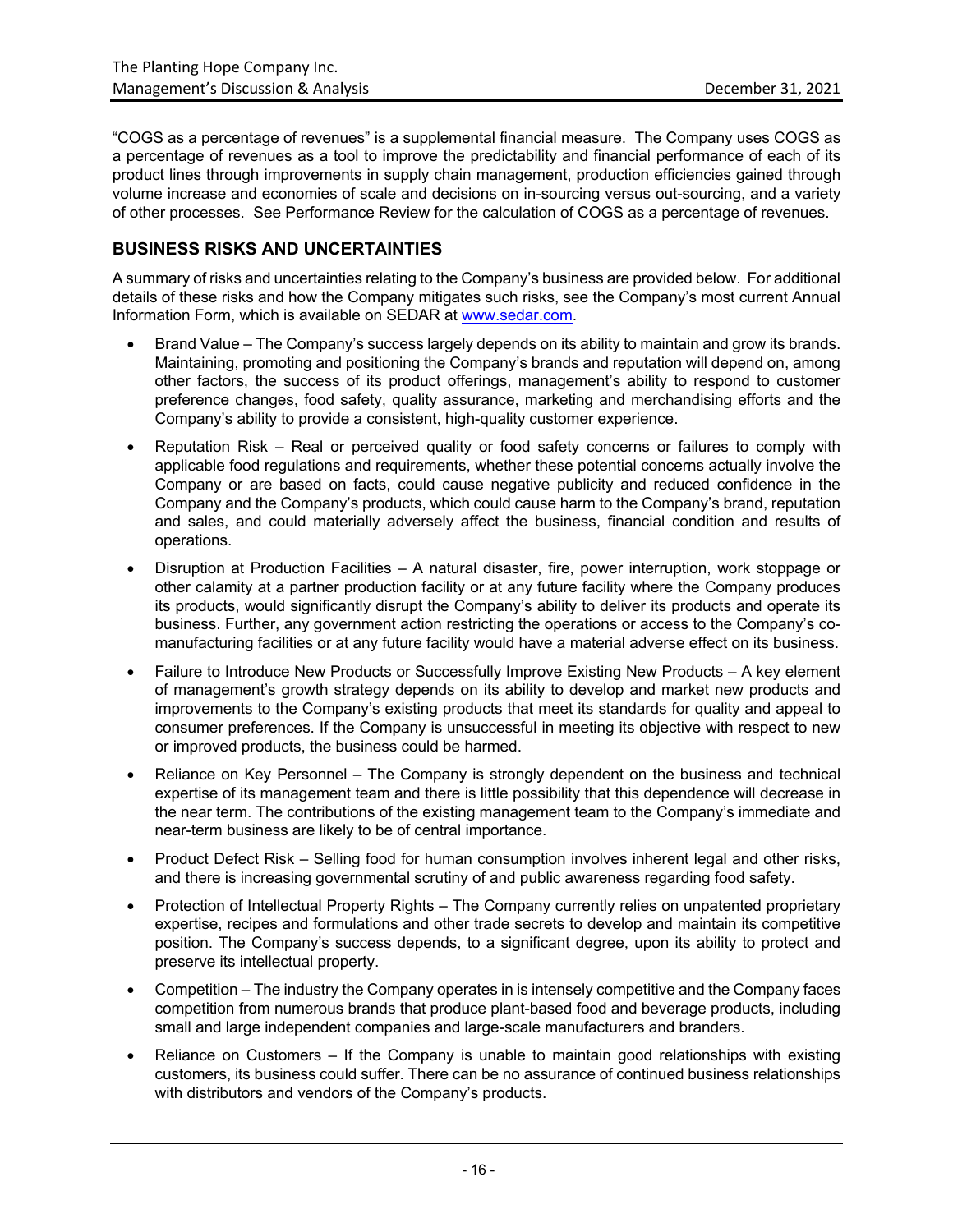"COGS as a percentage of revenues" is a supplemental financial measure. The Company uses COGS as a percentage of revenues as a tool to improve the predictability and financial performance of each of its product lines through improvements in supply chain management, production efficiencies gained through volume increase and economies of scale and decisions on in-sourcing versus out-sourcing, and a variety of other processes. See Performance Review for the calculation of COGS as a percentage of revenues.

## BUSINESS RISKS AND UNCERTAINTIES

A summary of risks and uncertainties relating to the Company's business are provided below. For additional details of these risks and how the Company mitigates such risks, see the Company's most current Annual Information Form, which is available on SEDAR at www.sedar.com.

- Brand Value – The Company's success largely depends on its ability to maintain and grow its brands. Maintaining, promoting and positioning the Company's brands and reputation will depend on, among other factors, the success of its product offerings, management's ability to respond to customer preference changes, food safety, quality assurance, marketing and merchandising efforts and the Company's ability to provide a consistent, high-quality customer experience.
- Reputation Risk – Real or perceived quality or food safety concerns or failures to comply with applicable food regulations and requirements, whether these potential concerns actually involve the Company or are based on facts, could cause negative publicity and reduced confidence in the Company and the Company's products, which could cause harm to the Company's brand, reputation and sales, and could materially adversely affect the business, financial condition and results of operations.
- Disruption at Production Facilities – A natural disaster, fire, power interruption, work stoppage or other calamity at a partner production facility or at any future facility where the Company produces its products, would significantly disrupt the Company's ability to deliver its products and operate its business. Further, any government action restricting the operations or access to the Company's co-manufacturing facilities or at any future facility would have a material adverse effect on its business.
- Failure to Introduce New Products or Successfully Improve Existing New Products – A key element of management's growth strategy depends on its ability to develop and market new products and improvements to the Company's existing products that meet its standards for quality and appeal to consumer preferences. If the Company is unsuccessful in meeting its objective with respect to new or improved products, the business could be harmed.
- Reliance on Key Personnel – The Company is strongly dependent on the business and technical expertise of its management team and there is little possibility that this dependence will decrease in the near term. The contributions of the existing management team to the Company's immediate and near-term business are likely to be of central importance.
- Product Defect Risk – Selling food for human consumption involves inherent legal and other risks, and there is increasing governmental scrutiny of and public awareness regarding food safety.
- Protection of Intellectual Property Rights – The Company currently relies on unpatented proprietary expertise, recipes and formulations and other trade secrets to develop and maintain its competitive position. The Company's success depends, to a significant degree, upon its ability to protect and preserve its intellectual property.
- Competition – The industry the Company operates in is intensely competitive and the Company faces competition from numerous brands that produce plant-based food and beverage products, including small and large independent companies and large-scale manufacturers and branders.
- Reliance on Customers – If the Company is unable to maintain good relationships with existing customers, its business could suffer. There can be no assurance of continued business relationships with distributors and vendors of the Company's products.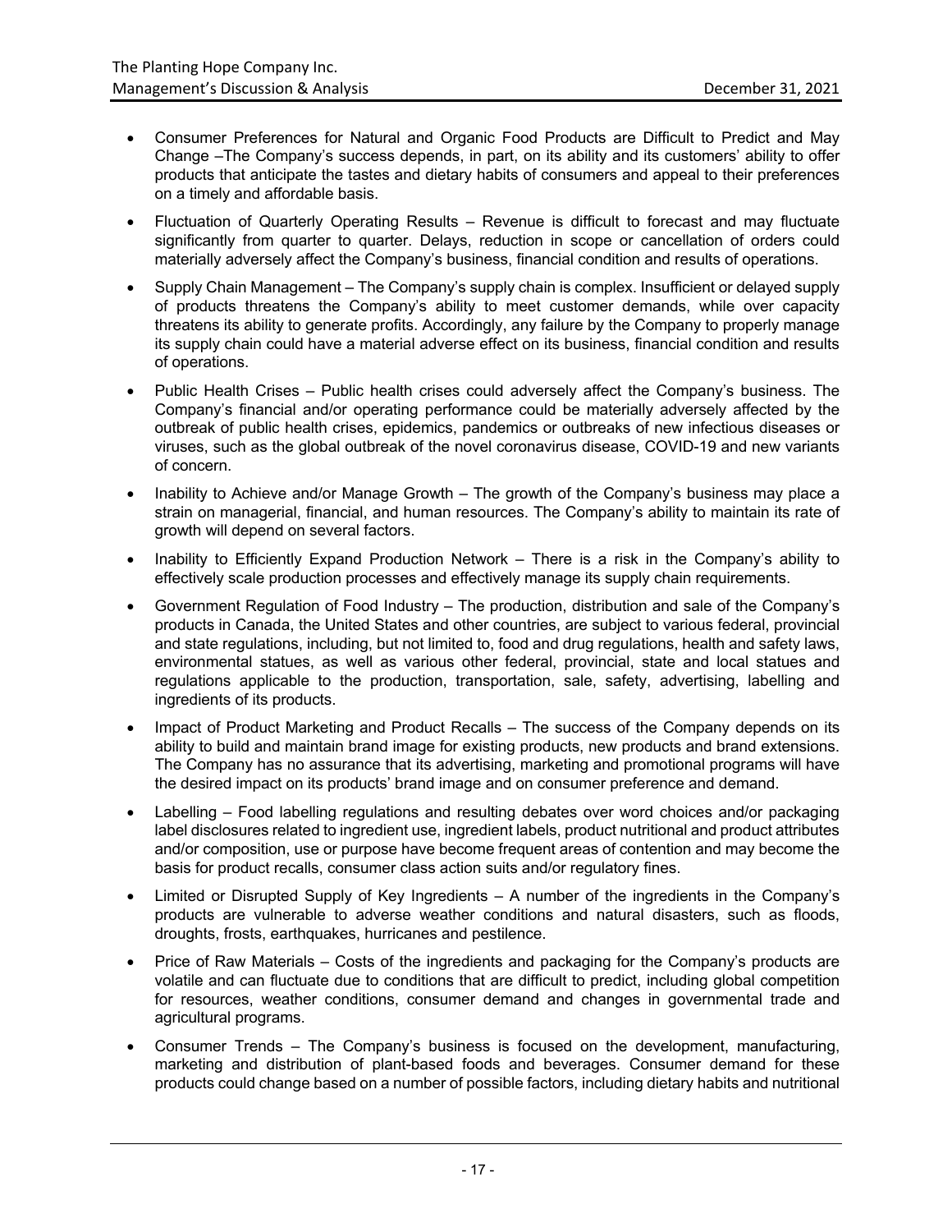- Consumer Preferences for Natural and Organic Food Products are Difficult to Predict and May Change –The Company's success depends, in part, on its ability and its customers' ability to offer products that anticipate the tastes and dietary habits of consumers and appeal to their preferences on a timely and affordable basis.
- Fluctuation of Quarterly Operating Results – Revenue is difficult to forecast and may fluctuate significantly from quarter to quarter. Delays, reduction in scope or cancellation of orders could materially adversely affect the Company's business, financial condition and results of operations.
- Supply Chain Management – The Company's supply chain is complex. Insufficient or delayed supply of products threatens the Company's ability to meet customer demands, while over capacity threatens its ability to generate profits. Accordingly, any failure by the Company to properly manage its supply chain could have a material adverse effect on its business, financial condition and results of operations.
- Public Health Crises – Public health crises could adversely affect the Company's business. The Company's financial and/or operating performance could be materially adversely affected by the outbreak of public health crises, epidemics, pandemics or outbreaks of new infectious diseases or viruses, such as the global outbreak of the novel coronavirus disease, COVID-19 and new variants of concern.
- Inability to Achieve and/or Manage Growth – The growth of the Company's business may place a strain on managerial, financial, and human resources. The Company's ability to maintain its rate of growth will depend on several factors.
- Inability to Efficiently Expand Production Network – There is a risk in the Company's ability to effectively scale production processes and effectively manage its supply chain requirements.
- Government Regulation of Food Industry – The production, distribution and sale of the Company's products in Canada, the United States and other countries, are subject to various federal, provincial and state regulations, including, but not limited to, food and drug regulations, health and safety laws, environmental statues, as well as various other federal, provincial, state and local statues and regulations applicable to the production, transportation, sale, safety, advertising, labelling and ingredients of its products.
- Impact of Product Marketing and Product Recalls – The success of the Company depends on its ability to build and maintain brand image for existing products, new products and brand extensions. The Company has no assurance that its advertising, marketing and promotional programs will have the desired impact on its products' brand image and on consumer preference and demand.
- Labelling – Food labelling regulations and resulting debates over word choices and/or packaging label disclosures related to ingredient use, ingredient labels, product nutritional and product attributes and/or composition, use or purpose have become frequent areas of contention and may become the basis for product recalls, consumer class action suits and/or regulatory fines.
- Limited or Disrupted Supply of Key Ingredients – A number of the ingredients in the Company's products are vulnerable to adverse weather conditions and natural disasters, such as floods, droughts, frosts, earthquakes, hurricanes and pestilence.
- Price of Raw Materials – Costs of the ingredients and packaging for the Company's products are volatile and can fluctuate due to conditions that are difficult to predict, including global competition for resources, weather conditions, consumer demand and changes in governmental trade and agricultural programs.
- Consumer Trends – The Company's business is focused on the development, manufacturing, marketing and distribution of plant-based foods and beverages. Consumer demand for these products could change based on a number of possible factors, including dietary habits and nutritional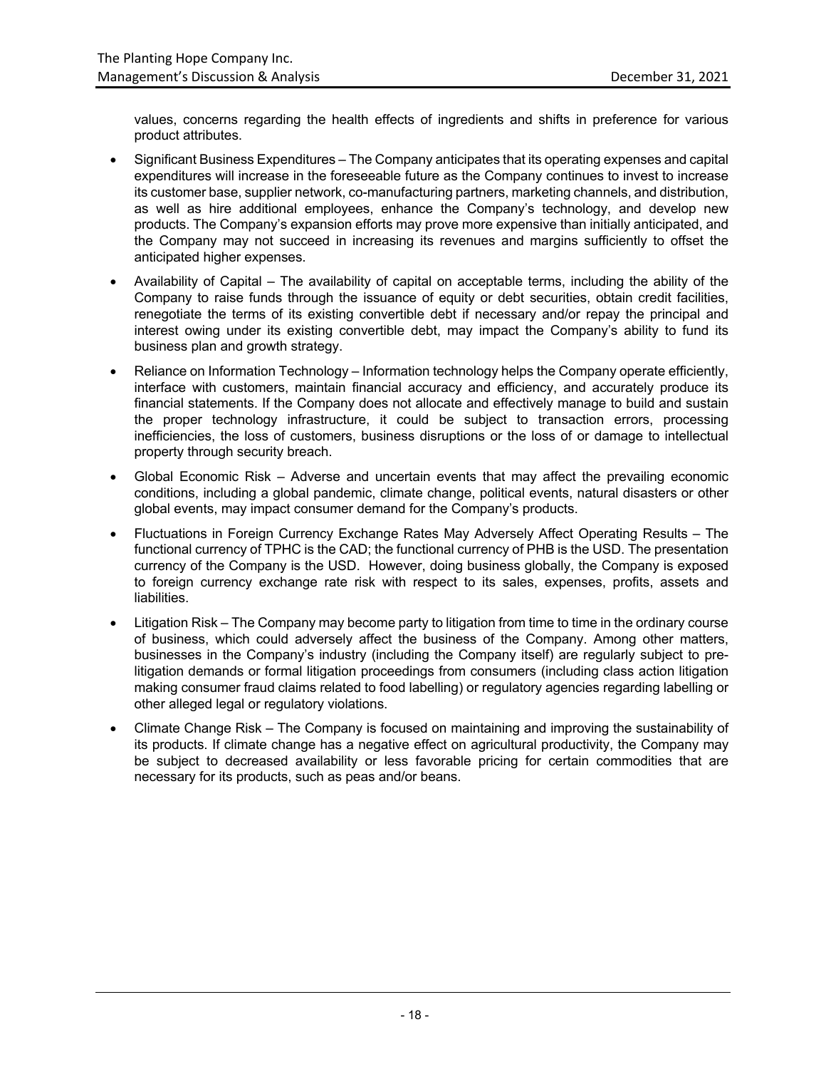values, concerns regarding the health effects of ingredients and shifts in preference for various product attributes.

- Significant Business Expenditures – The Company anticipates that its operating expenses and capital expenditures will increase in the foreseeable future as the Company continues to invest to increase its customer base, supplier network, co-manufacturing partners, marketing channels, and distribution, as well as hire additional employees, enhance the Company's technology, and develop new products. The Company's expansion efforts may prove more expensive than initially anticipated, and the Company may not succeed in increasing its revenues and margins sufficiently to offset the anticipated higher expenses.
- Availability of Capital – The availability of capital on acceptable terms, including the ability of the Company to raise funds through the issuance of equity or debt securities, obtain credit facilities, renegotiate the terms of its existing convertible debt if necessary and/or repay the principal and interest owing under its existing convertible debt, may impact the Company's ability to fund its business plan and growth strategy.
- Reliance on Information Technology – Information technology helps the Company operate efficiently, interface with customers, maintain financial accuracy and efficiency, and accurately produce its financial statements. If the Company does not allocate and effectively manage to build and sustain the proper technology infrastructure, it could be subject to transaction errors, processing inefficiencies, the loss of customers, business disruptions or the loss of or damage to intellectual property through security breach.
- Global Economic Risk – Adverse and uncertain events that may affect the prevailing economic conditions, including a global pandemic, climate change, political events, natural disasters or other global events, may impact consumer demand for the Company's products.
- Fluctuations in Foreign Currency Exchange Rates May Adversely Affect Operating Results – The functional currency of TPHC is the CAD; the functional currency of PHB is the USD. The presentation currency of the Company is the USD. However, doing business globally, the Company is exposed to foreign currency exchange rate risk with respect to its sales, expenses, profits, assets and liabilities.
- Litigation Risk – The Company may become party to litigation from time to time in the ordinary course of business, which could adversely affect the business of the Company. Among other matters, businesses in the Company's industry (including the Company itself) are regularly subject to pre-litigation demands or formal litigation proceedings from consumers (including class action litigation making consumer fraud claims related to food labelling) or regulatory agencies regarding labelling or other alleged legal or regulatory violations.
- Climate Change Risk – The Company is focused on maintaining and improving the sustainability of its products. If climate change has a negative effect on agricultural productivity, the Company may be subject to decreased availability or less favorable pricing for certain commodities that are necessary for its products, such as peas and/or beans.